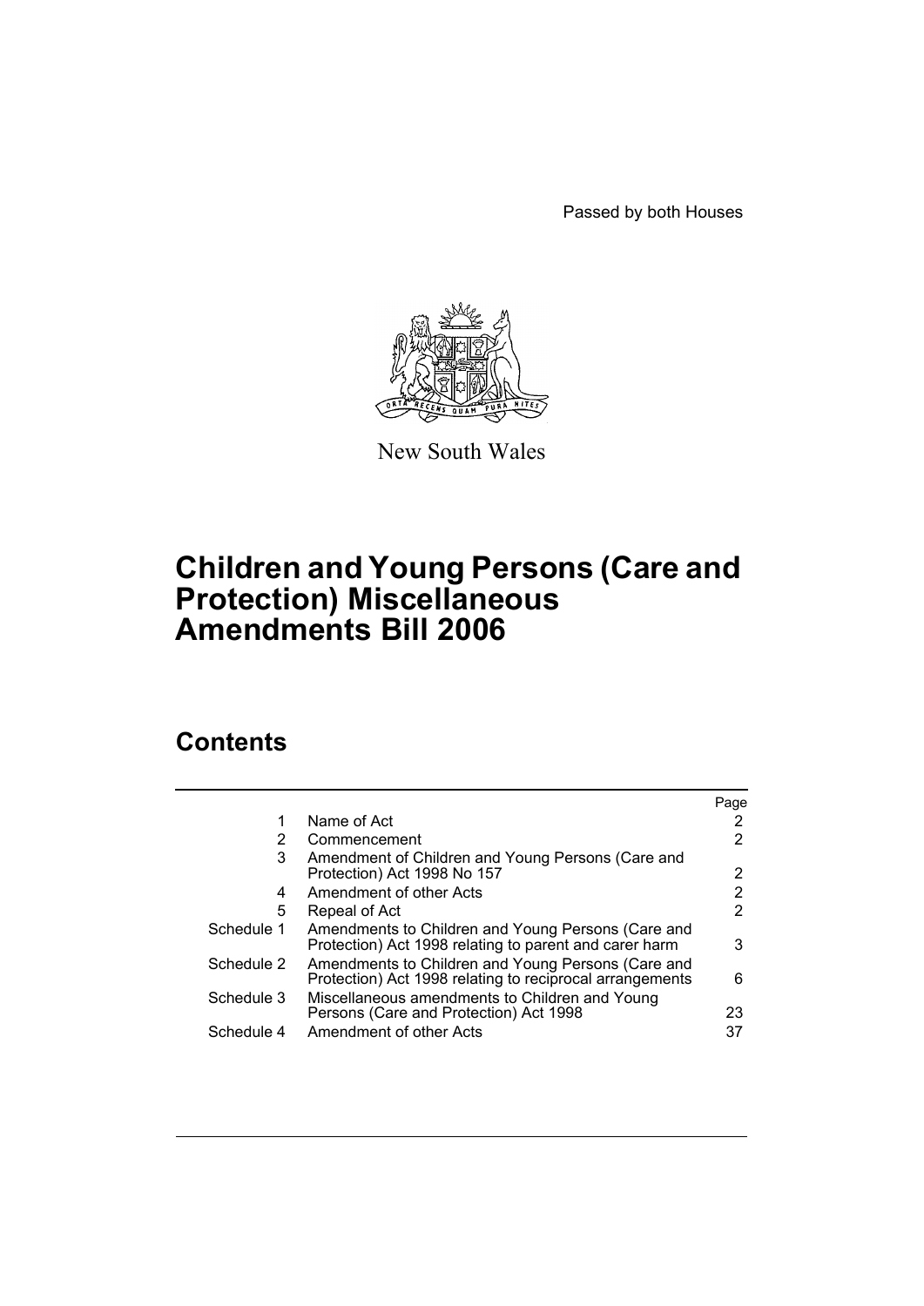Passed by both Houses

New South Wales

# Children and Young Persons (Care and Protection) Miscellaneous Amendments Bill 2006

## Contents

| | | Page |
|---|---|---|
| 1 | Name of Act | 2 |
| 2 | Commencement | 2 |
| 3 | Amendment of Children and Young Persons (Care and Protection) Act 1998 No 157 | 2 |
| 4 | Amendment of other Acts | 2 |
| 5 | Repeal of Act | 2 |
| Schedule 1 | Amendments to Children and Young Persons (Care and Protection) Act 1998 relating to parent and carer harm | 3 |
| Schedule 2 | Amendments to Children and Young Persons (Care and Protection) Act 1998 relating to reciprocal arrangements | 6 |
| Schedule 3 | Miscellaneous amendments to Children and Young Persons (Care and Protection) Act 1998 | 23 |
| Schedule 4 | Amendment of other Acts | 37 |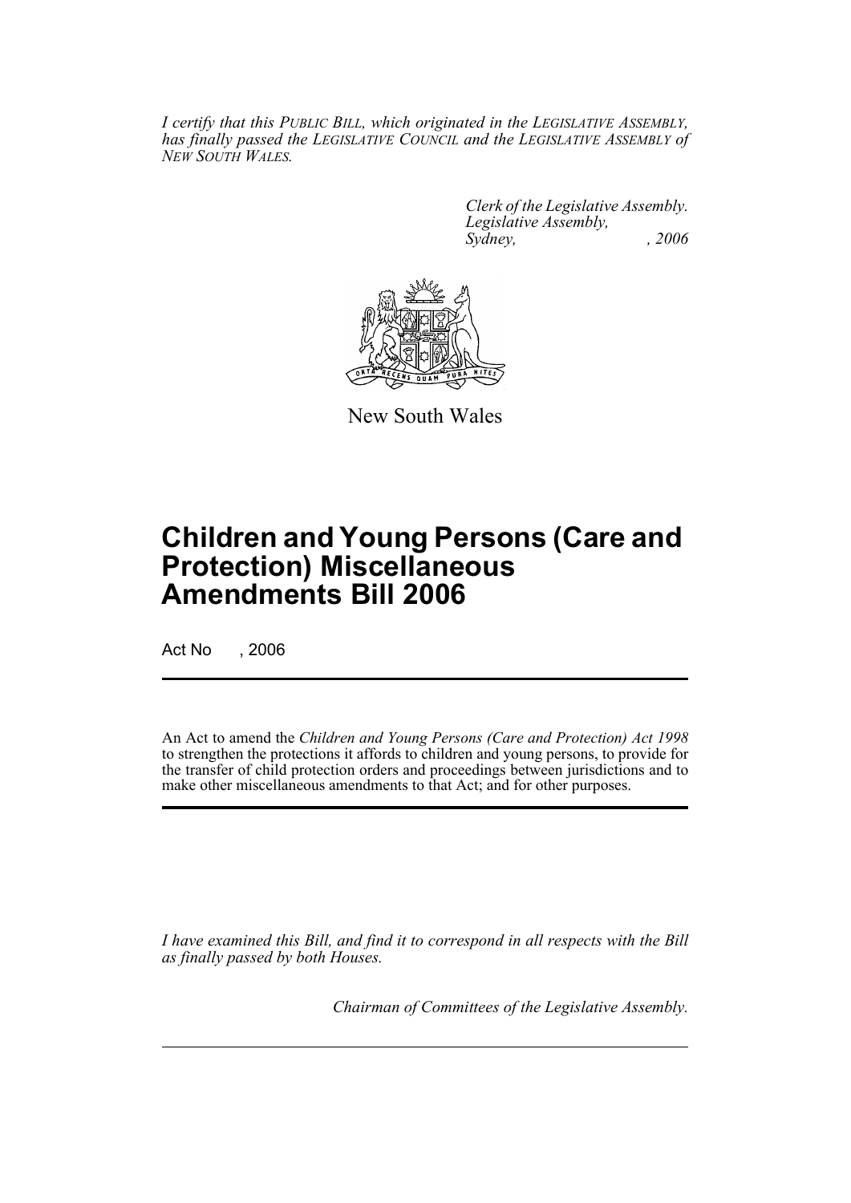*I certify that this PUBLIC BILL, which originated in the LEGISLATIVE ASSEMBLY, has finally passed the LEGISLATIVE COUNCIL and the LEGISLATIVE ASSEMBLY of NEW SOUTH WALES.*

*Clerk of the Legislative Assembly.*
*Legislative Assembly,*
*Sydney, , 2006*

New South Wales

# Children and Young Persons (Care and Protection) Miscellaneous Amendments Bill 2006

Act No , 2006

An Act to amend the *Children and Young Persons (Care and Protection) Act 1998* to strengthen the protections it affords to children and young persons, to provide for the transfer of child protection orders and proceedings between jurisdictions and to make other miscellaneous amendments to that Act; and for other purposes.

*I have examined this Bill, and find it to correspond in all respects with the Bill as finally passed by both Houses.*

*Chairman of Committees of the Legislative Assembly.*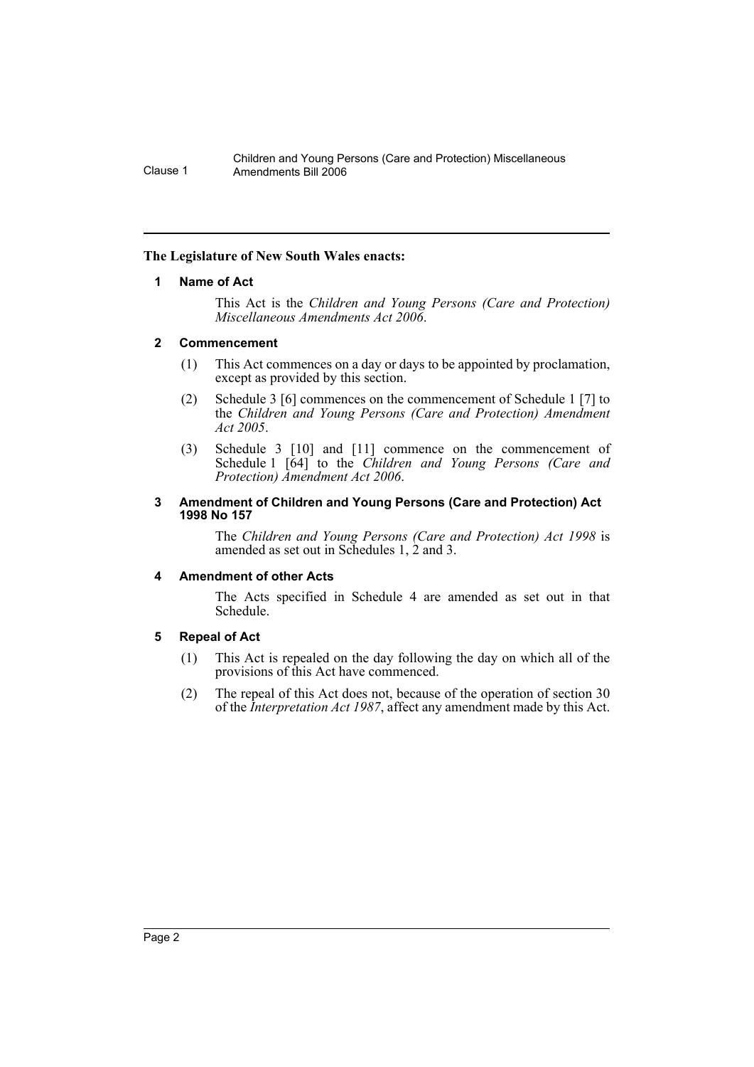**The Legislature of New South Wales enacts:**

**1 Name of Act**

This Act is the *Children and Young Persons (Care and Protection) Miscellaneous Amendments Act 2006*.

**2 Commencement**

(1) This Act commences on a day or days to be appointed by proclamation, except as provided by this section.

(2) Schedule 3 [6] commences on the commencement of Schedule 1 [7] to the *Children and Young Persons (Care and Protection) Amendment Act 2005*.

(3) Schedule 3 [10] and [11] commence on the commencement of Schedule 1 [64] to the *Children and Young Persons (Care and Protection) Amendment Act 2006*.

**3 Amendment of Children and Young Persons (Care and Protection) Act 1998 No 157**

The *Children and Young Persons (Care and Protection) Act 1998* is amended as set out in Schedules 1, 2 and 3.

**4 Amendment of other Acts**

The Acts specified in Schedule 4 are amended as set out in that Schedule.

**5 Repeal of Act**

(1) This Act is repealed on the day following the day on which all of the provisions of this Act have commenced.

(2) The repeal of this Act does not, because of the operation of section 30 of the *Interpretation Act 1987*, affect any amendment made by this Act.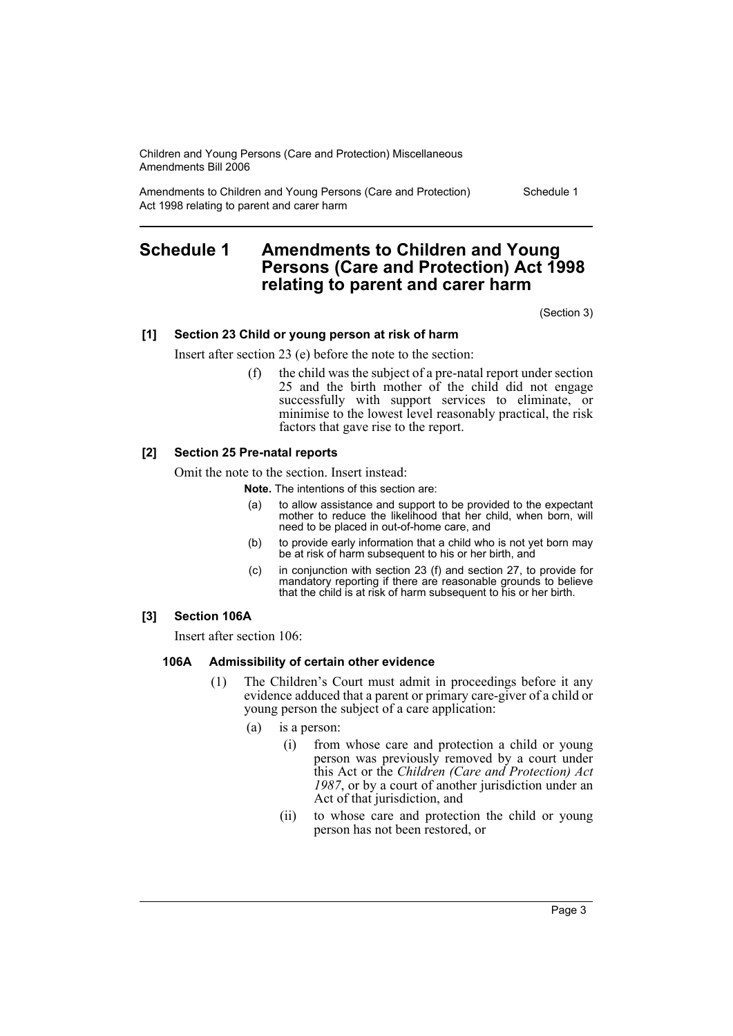# Schedule 1 Amendments to Children and Young Persons (Care and Protection) Act 1998 relating to parent and carer harm

(Section 3)

**[1] Section 23 Child or young person at risk of harm**

Insert after section 23 (e) before the note to the section:

(f) the child was the subject of a pre-natal report under section 25 and the birth mother of the child did not engage successfully with support services to eliminate, or minimise to the lowest level reasonably practical, the risk factors that gave rise to the report.

**[2] Section 25 Pre-natal reports**

Omit the note to the section. Insert instead:

**Note.** The intentions of this section are:

(a) to allow assistance and support to be provided to the expectant mother to reduce the likelihood that her child, when born, will need to be placed in out-of-home care, and

(b) to provide early information that a child who is not yet born may be at risk of harm subsequent to his or her birth, and

(c) in conjunction with section 23 (f) and section 27, to provide for mandatory reporting if there are reasonable grounds to believe that the child is at risk of harm subsequent to his or her birth.

**[3] Section 106A**

Insert after section 106:

**106A Admissibility of certain other evidence**

(1) The Children's Court must admit in proceedings before it any evidence adduced that a parent or primary care-giver of a child or young person the subject of a care application:

(a) is a person:

(i) from whose care and protection a child or young person was previously removed by a court under this Act or the *Children (Care and Protection) Act 1987*, or by a court of another jurisdiction under an Act of that jurisdiction, and

(ii) to whose care and protection the child or young person has not been restored, or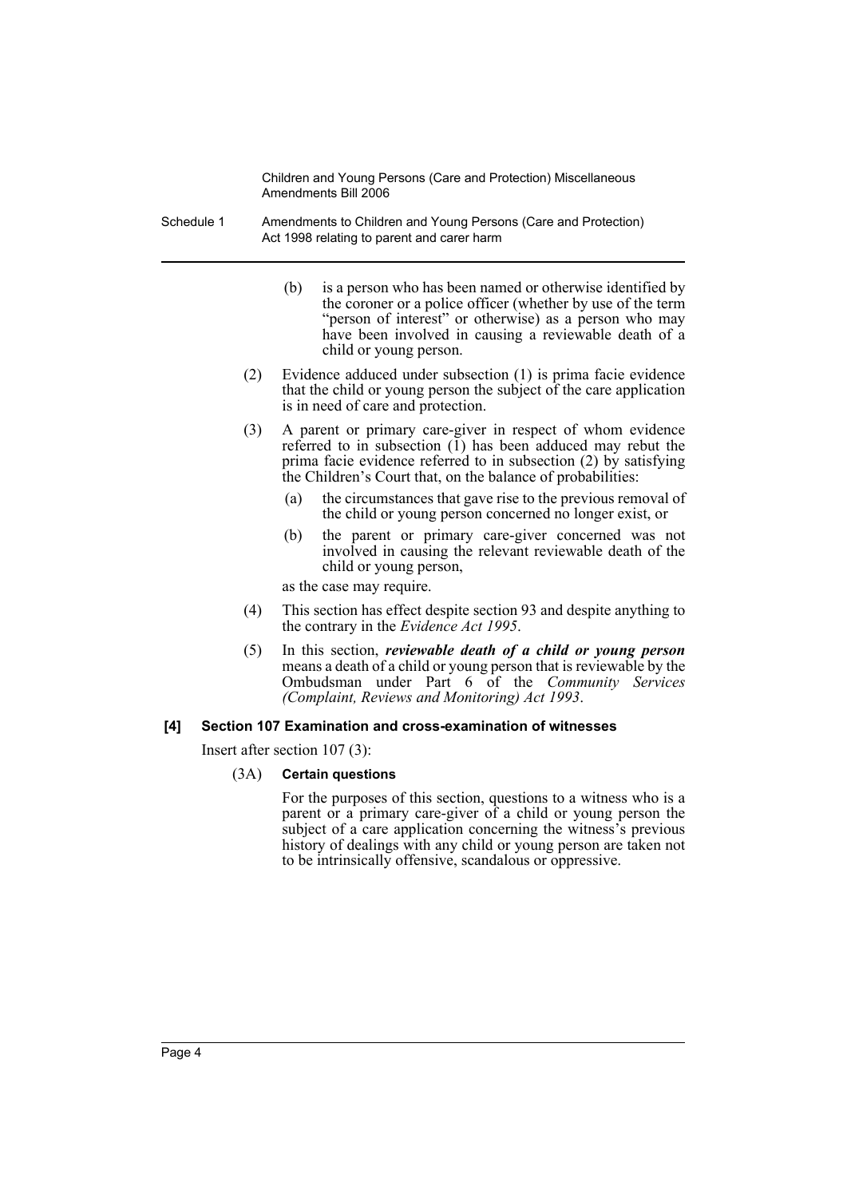(b) is a person who has been named or otherwise identified by the coroner or a police officer (whether by use of the term "person of interest" or otherwise) as a person who may have been involved in causing a reviewable death of a child or young person.

(2) Evidence adduced under subsection (1) is prima facie evidence that the child or young person the subject of the care application is in need of care and protection.

(3) A parent or primary care-giver in respect of whom evidence referred to in subsection (1) has been adduced may rebut the prima facie evidence referred to in subsection (2) by satisfying the Children's Court that, on the balance of probabilities:

(a) the circumstances that gave rise to the previous removal of the child or young person concerned no longer exist, or

(b) the parent or primary care-giver concerned was not involved in causing the relevant reviewable death of the child or young person,

as the case may require.

(4) This section has effect despite section 93 and despite anything to the contrary in the *Evidence Act 1995*.

(5) In this section, ***reviewable death of a child or young person*** means a death of a child or young person that is reviewable by the Ombudsman under Part 6 of the *Community Services (Complaint, Reviews and Monitoring) Act 1993*.

**[4] Section 107 Examination and cross-examination of witnesses**

Insert after section 107 (3):

(3A) **Certain questions**

For the purposes of this section, questions to a witness who is a parent or a primary care-giver of a child or young person the subject of a care application concerning the witness's previous history of dealings with any child or young person are taken not to be intrinsically offensive, scandalous or oppressive.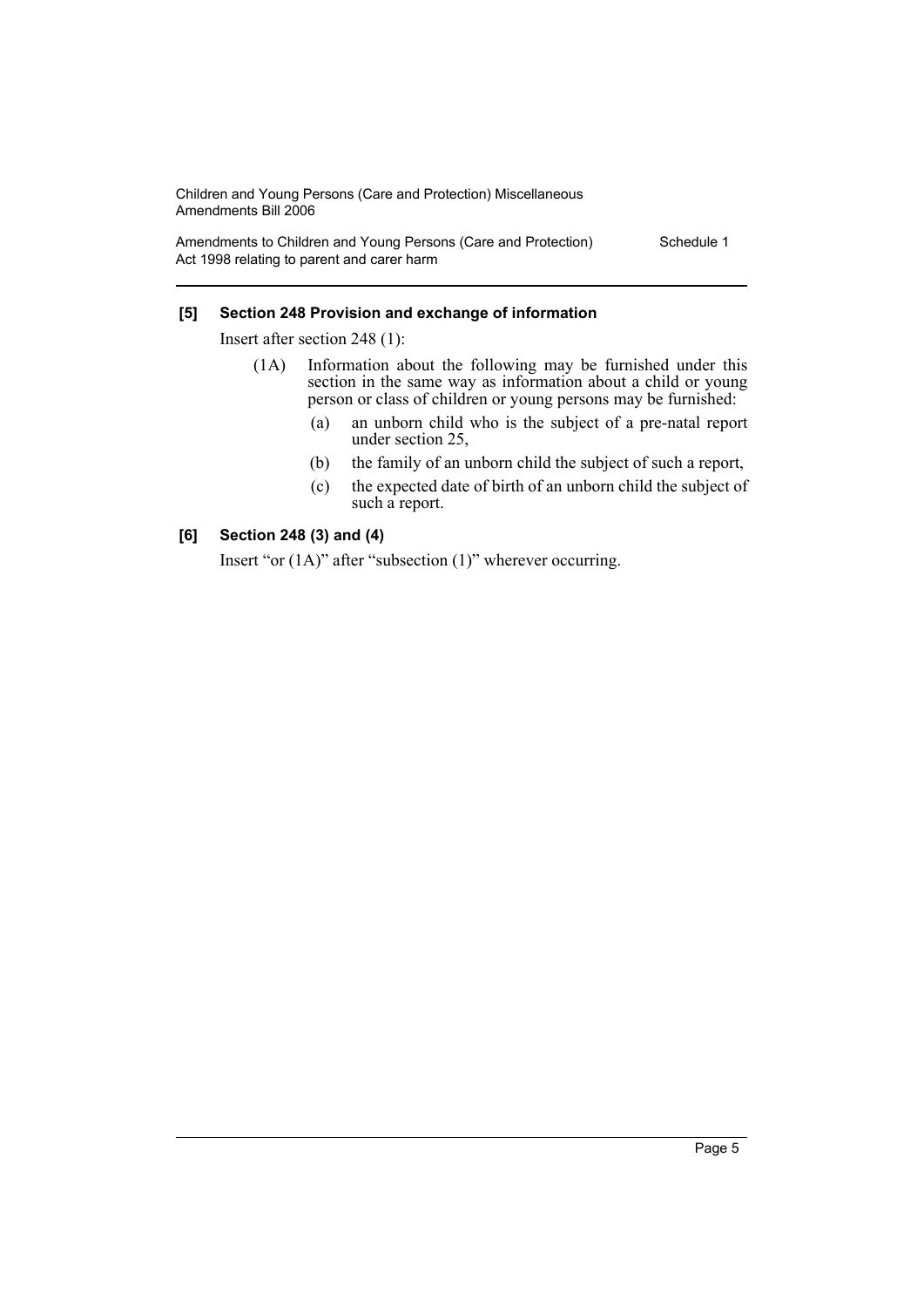**[5] Section 248 Provision and exchange of information**

Insert after section 248 (1):

(1A) Information about the following may be furnished under this section in the same way as information about a child or young person or class of children or young persons may be furnished:

(a) an unborn child who is the subject of a pre-natal report under section 25,

(b) the family of an unborn child the subject of such a report,

(c) the expected date of birth of an unborn child the subject of such a report.

**[6] Section 248 (3) and (4)**

Insert "or (1A)" after "subsection (1)" wherever occurring.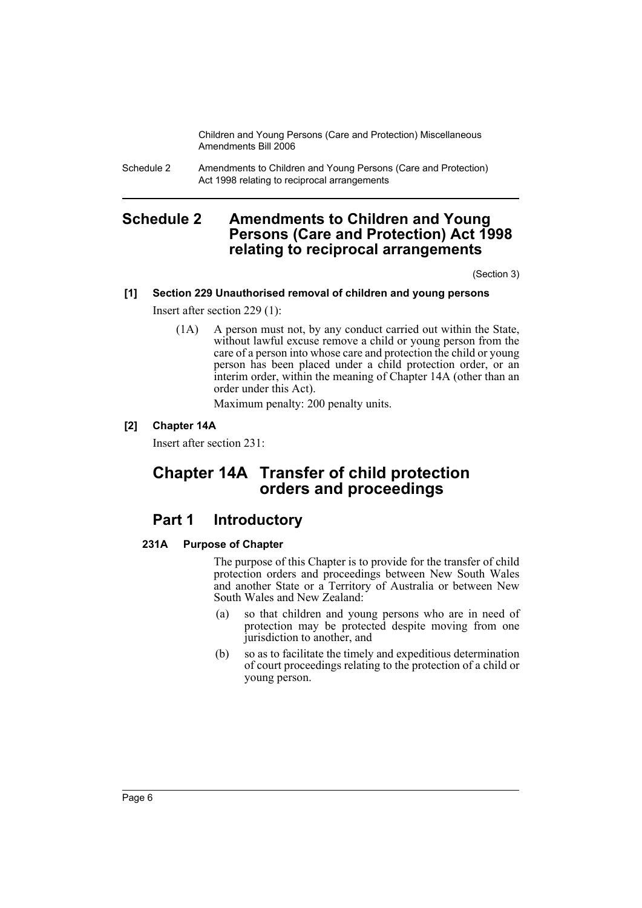# Schedule 2 Amendments to Children and Young Persons (Care and Protection) Act 1998 relating to reciprocal arrangements

(Section 3)

**[1] Section 229 Unauthorised removal of children and young persons**

Insert after section 229 (1):

(1A) A person must not, by any conduct carried out within the State, without lawful excuse remove a child or young person from the care of a person into whose care and protection the child or young person has been placed under a child protection order, or an interim order, within the meaning of Chapter 14A (other than an order under this Act).

Maximum penalty: 200 penalty units.

**[2] Chapter 14A**

Insert after section 231:

## Chapter 14A Transfer of child protection orders and proceedings

## Part 1 Introductory

**231A Purpose of Chapter**

The purpose of this Chapter is to provide for the transfer of child protection orders and proceedings between New South Wales and another State or a Territory of Australia or between New South Wales and New Zealand:

(a) so that children and young persons who are in need of protection may be protected despite moving from one jurisdiction to another, and

(b) so as to facilitate the timely and expeditious determination of court proceedings relating to the protection of a child or young person.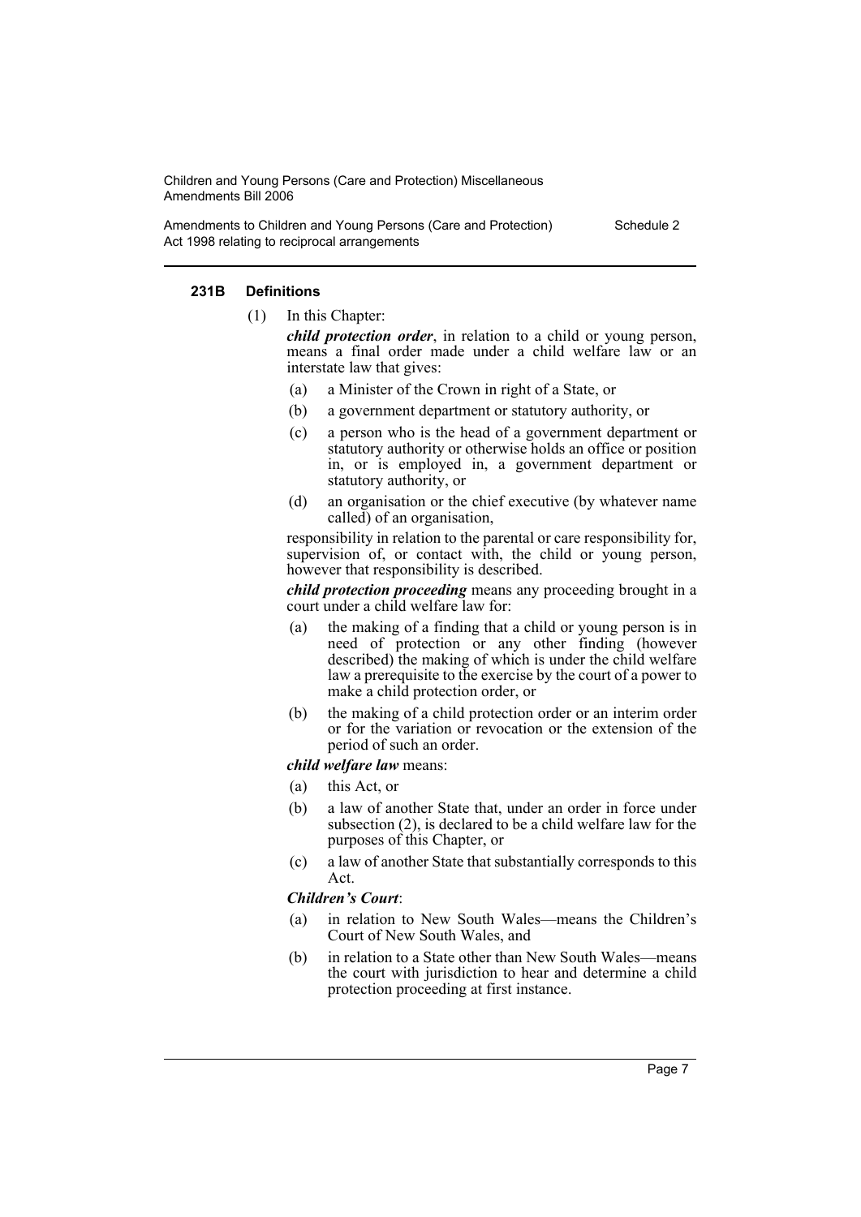#### 231B Definitions

(1) In this Chapter:

***child protection order***, in relation to a child or young person, means a final order made under a child welfare law or an interstate law that gives:

- (a) a Minister of the Crown in right of a State, or
- (b) a government department or statutory authority, or
- (c) a person who is the head of a government department or statutory authority or otherwise holds an office or position in, or is employed in, a government department or statutory authority, or
- (d) an organisation or the chief executive (by whatever name called) of an organisation,

responsibility in relation to the parental or care responsibility for, supervision of, or contact with, the child or young person, however that responsibility is described.

***child protection proceeding*** means any proceeding brought in a court under a child welfare law for:

- (a) the making of a finding that a child or young person is in need of protection or any other finding (however described) the making of which is under the child welfare law a prerequisite to the exercise by the court of a power to make a child protection order, or
- (b) the making of a child protection order or an interim order or for the variation or revocation or the extension of the period of such an order.

***child welfare law*** means:

- (a) this Act, or
- (b) a law of another State that, under an order in force under subsection (2), is declared to be a child welfare law for the purposes of this Chapter, or
- (c) a law of another State that substantially corresponds to this Act.

***Children's Court***:

- (a) in relation to New South Wales—means the Children's Court of New South Wales, and
- (b) in relation to a State other than New South Wales—means the court with jurisdiction to hear and determine a child protection proceeding at first instance.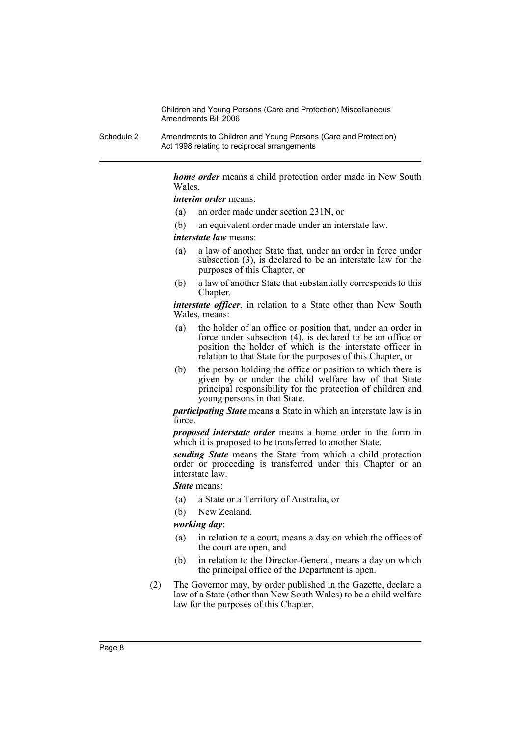***home order*** means a child protection order made in New South Wales.

***interim order*** means:

- (a) an order made under section 231N, or
- (b) an equivalent order made under an interstate law.

***interstate law*** means:

- (a) a law of another State that, under an order in force under subsection (3), is declared to be an interstate law for the purposes of this Chapter, or
- (b) a law of another State that substantially corresponds to this Chapter.

***interstate officer***, in relation to a State other than New South Wales, means:

- (a) the holder of an office or position that, under an order in force under subsection (4), is declared to be an office or position the holder of which is the interstate officer in relation to that State for the purposes of this Chapter, or
- (b) the person holding the office or position to which there is given by or under the child welfare law of that State principal responsibility for the protection of children and young persons in that State.

***participating State*** means a State in which an interstate law is in force.

***proposed interstate order*** means a home order in the form in which it is proposed to be transferred to another State.

***sending State*** means the State from which a child protection order or proceeding is transferred under this Chapter or an interstate law.

***State*** means:

- (a) a State or a Territory of Australia, or
- (b) New Zealand.

***working day***:

- (a) in relation to a court, means a day on which the offices of the court are open, and
- (b) in relation to the Director-General, means a day on which the principal office of the Department is open.

(2) The Governor may, by order published in the Gazette, declare a law of a State (other than New South Wales) to be a child welfare law for the purposes of this Chapter.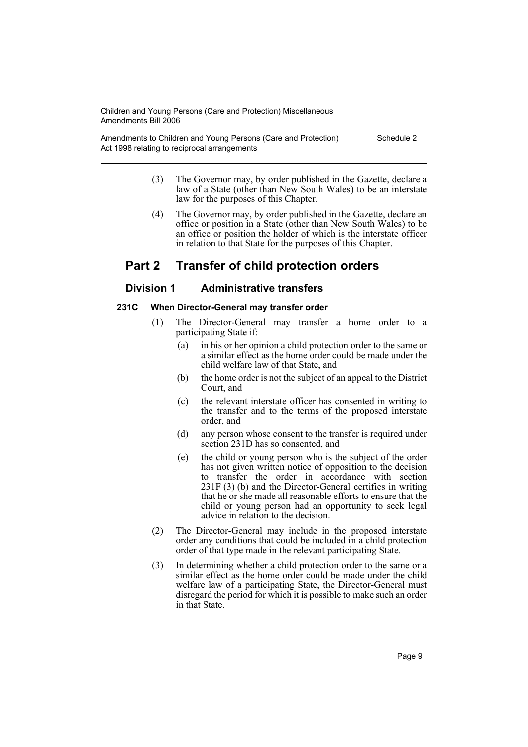(3) The Governor may, by order published in the Gazette, declare a law of a State (other than New South Wales) to be an interstate law for the purposes of this Chapter.

(4) The Governor may, by order published in the Gazette, declare an office or position in a State (other than New South Wales) to be an office or position the holder of which is the interstate officer in relation to that State for the purposes of this Chapter.

## Part 2 Transfer of child protection orders

### Division 1 Administrative transfers

#### 231C When Director-General may transfer order

(1) The Director-General may transfer a home order to a participating State if:

- (a) in his or her opinion a child protection order to the same or a similar effect as the home order could be made under the child welfare law of that State, and
- (b) the home order is not the subject of an appeal to the District Court, and
- (c) the relevant interstate officer has consented in writing to the transfer and to the terms of the proposed interstate order, and
- (d) any person whose consent to the transfer is required under section 231D has so consented, and
- (e) the child or young person who is the subject of the order has not given written notice of opposition to the decision to transfer the order in accordance with section 231F (3) (b) and the Director-General certifies in writing that he or she made all reasonable efforts to ensure that the child or young person had an opportunity to seek legal advice in relation to the decision.

(2) The Director-General may include in the proposed interstate order any conditions that could be included in a child protection order of that type made in the relevant participating State.

(3) In determining whether a child protection order to the same or a similar effect as the home order could be made under the child welfare law of a participating State, the Director-General must disregard the period for which it is possible to make such an order in that State.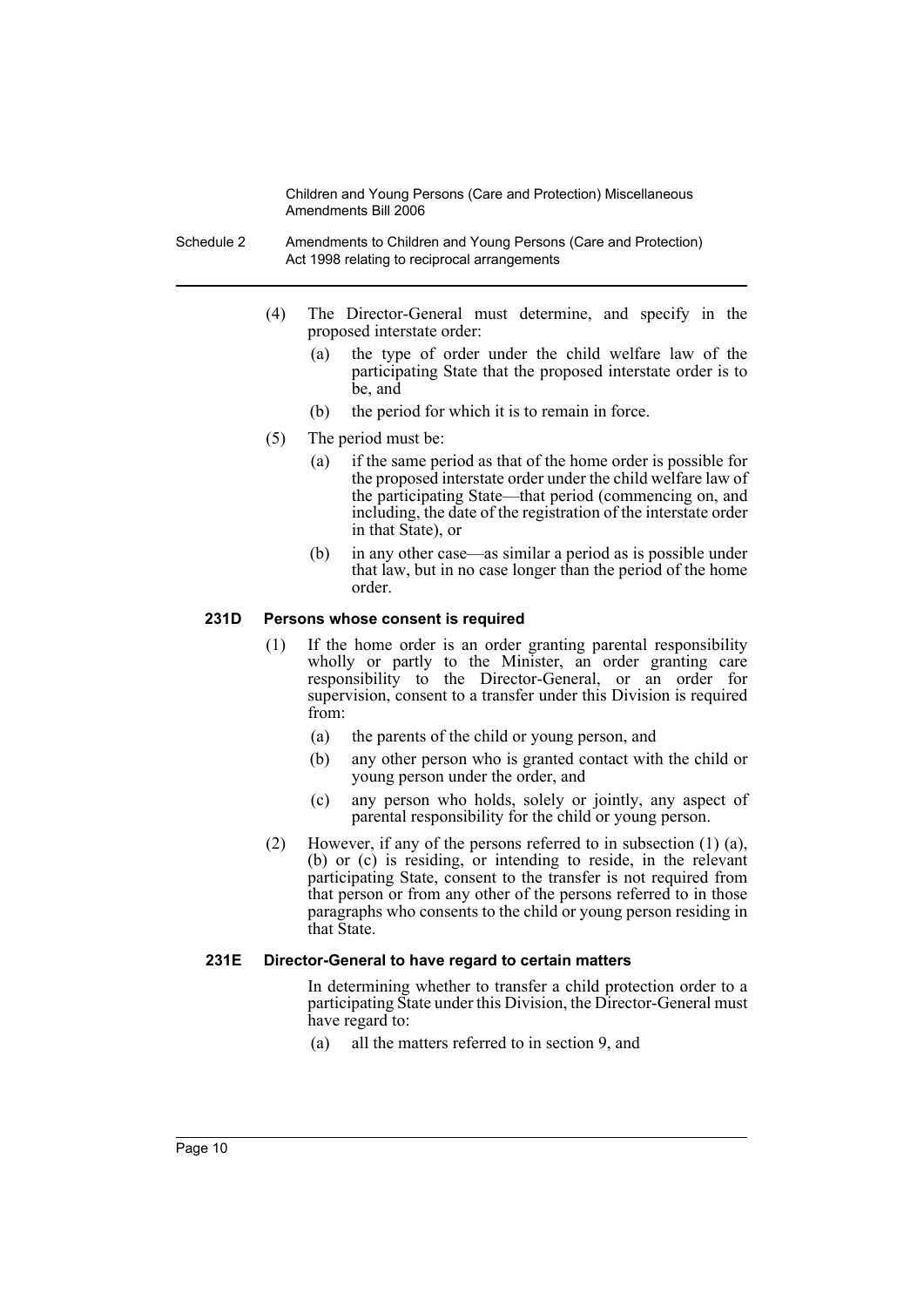(4) The Director-General must determine, and specify in the proposed interstate order:

(a) the type of order under the child welfare law of the participating State that the proposed interstate order is to be, and

(b) the period for which it is to remain in force.

(5) The period must be:

(a) if the same period as that of the home order is possible for the proposed interstate order under the child welfare law of the participating State—that period (commencing on, and including, the date of the registration of the interstate order in that State), or

(b) in any other case—as similar a period as is possible under that law, but in no case longer than the period of the home order.

#### 231D Persons whose consent is required

(1) If the home order is an order granting parental responsibility wholly or partly to the Minister, an order granting care responsibility to the Director-General, or an order for supervision, consent to a transfer under this Division is required from:

(a) the parents of the child or young person, and

(b) any other person who is granted contact with the child or young person under the order, and

(c) any person who holds, solely or jointly, any aspect of parental responsibility for the child or young person.

(2) However, if any of the persons referred to in subsection (1) (a), (b) or (c) is residing, or intending to reside, in the relevant participating State, consent to the transfer is not required from that person or from any other of the persons referred to in those paragraphs who consents to the child or young person residing in that State.

#### 231E Director-General to have regard to certain matters

In determining whether to transfer a child protection order to a participating State under this Division, the Director-General must have regard to:

(a) all the matters referred to in section 9, and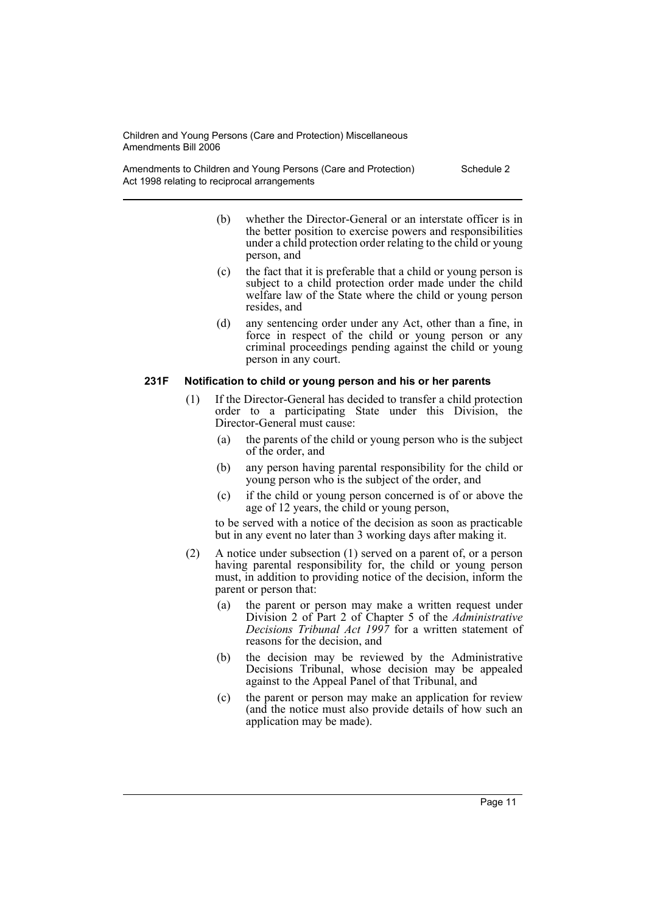(b) whether the Director-General or an interstate officer is in the better position to exercise powers and responsibilities under a child protection order relating to the child or young person, and

(c) the fact that it is preferable that a child or young person is subject to a child protection order made under the child welfare law of the State where the child or young person resides, and

(d) any sentencing order under any Act, other than a fine, in force in respect of the child or young person or any criminal proceedings pending against the child or young person in any court.

#### 231F Notification to child or young person and his or her parents

(1) If the Director-General has decided to transfer a child protection order to a participating State under this Division, the Director-General must cause:

(a) the parents of the child or young person who is the subject of the order, and

(b) any person having parental responsibility for the child or young person who is the subject of the order, and

(c) if the child or young person concerned is of or above the age of 12 years, the child or young person,

to be served with a notice of the decision as soon as practicable but in any event no later than 3 working days after making it.

(2) A notice under subsection (1) served on a parent of, or a person having parental responsibility for, the child or young person must, in addition to providing notice of the decision, inform the parent or person that:

(a) the parent or person may make a written request under Division 2 of Part 2 of Chapter 5 of the *Administrative Decisions Tribunal Act 1997* for a written statement of reasons for the decision, and

(b) the decision may be reviewed by the Administrative Decisions Tribunal, whose decision may be appealed against to the Appeal Panel of that Tribunal, and

(c) the parent or person may make an application for review (and the notice must also provide details of how such an application may be made).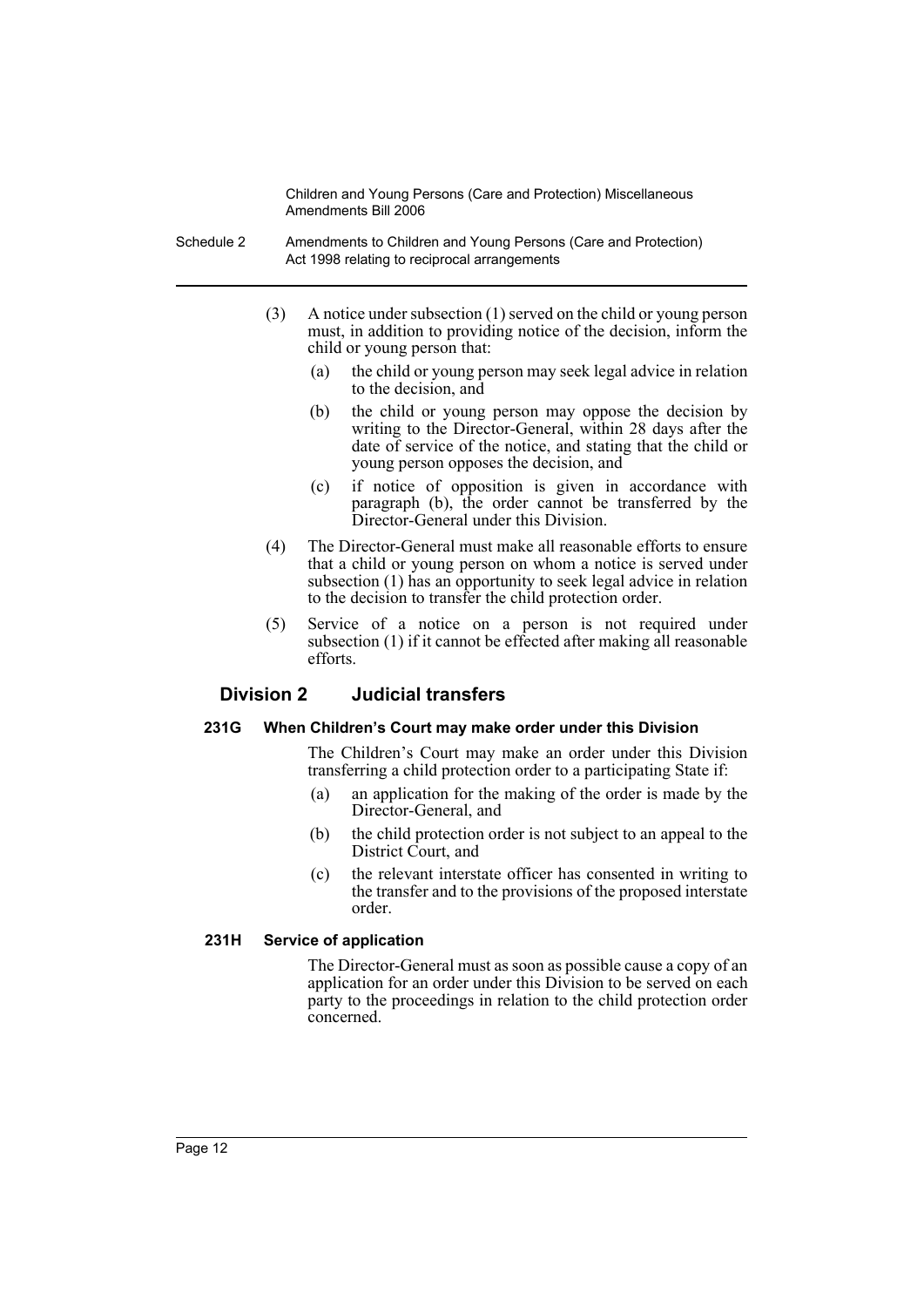(3) A notice under subsection (1) served on the child or young person must, in addition to providing notice of the decision, inform the child or young person that:

(a) the child or young person may seek legal advice in relation to the decision, and

(b) the child or young person may oppose the decision by writing to the Director-General, within 28 days after the date of service of the notice, and stating that the child or young person opposes the decision, and

(c) if notice of opposition is given in accordance with paragraph (b), the order cannot be transferred by the Director-General under this Division.

(4) The Director-General must make all reasonable efforts to ensure that a child or young person on whom a notice is served under subsection (1) has an opportunity to seek legal advice in relation to the decision to transfer the child protection order.

(5) Service of a notice on a person is not required under subsection (1) if it cannot be effected after making all reasonable efforts.

## Division 2 Judicial transfers

### 231G When Children's Court may make order under this Division

The Children's Court may make an order under this Division transferring a child protection order to a participating State if:

(a) an application for the making of the order is made by the Director-General, and

(b) the child protection order is not subject to an appeal to the District Court, and

(c) the relevant interstate officer has consented in writing to the transfer and to the provisions of the proposed interstate order.

### 231H Service of application

The Director-General must as soon as possible cause a copy of an application for an order under this Division to be served on each party to the proceedings in relation to the child protection order concerned.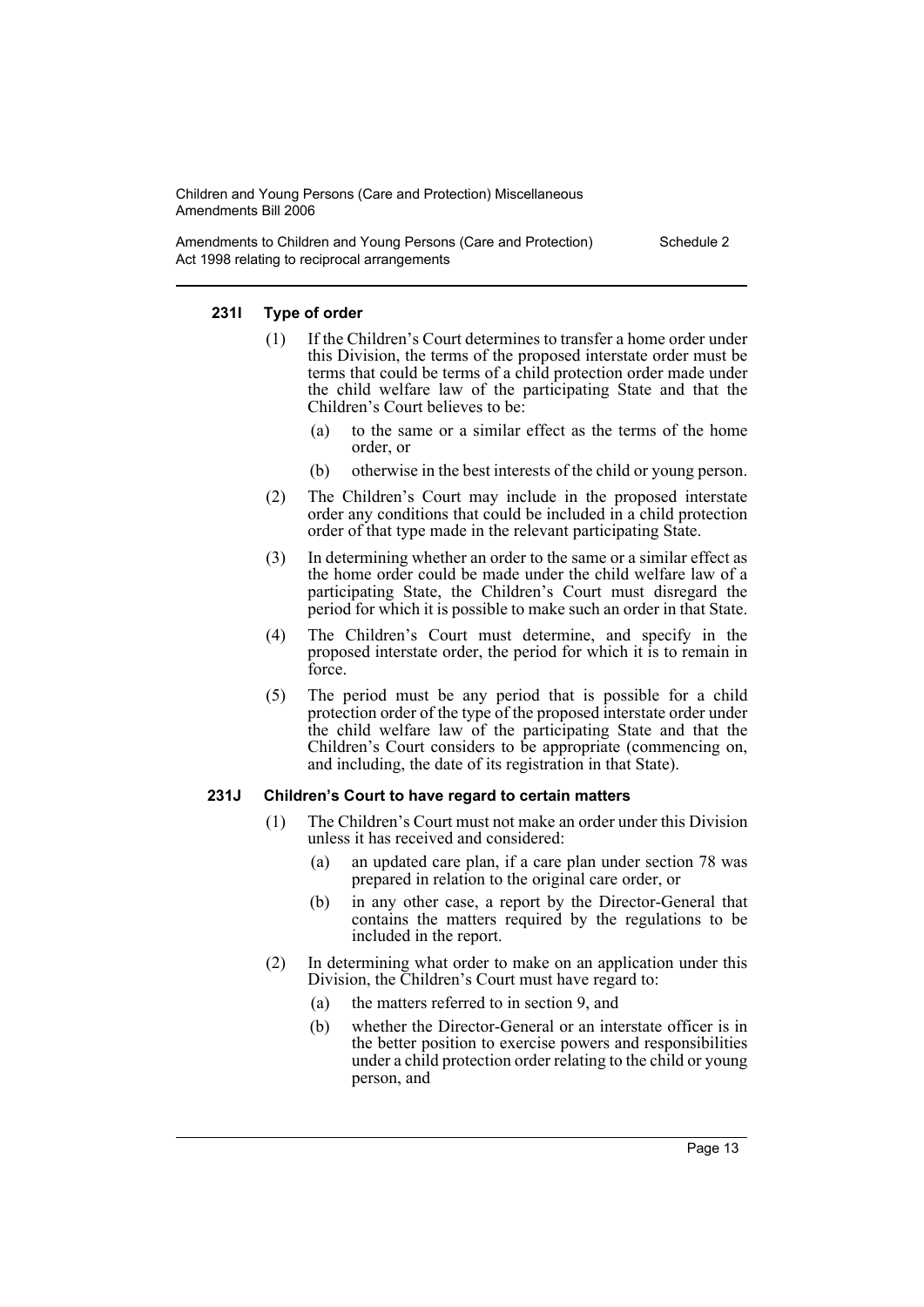#### 231I Type of order

(1) If the Children's Court determines to transfer a home order under this Division, the terms of the proposed interstate order must be terms that could be terms of a child protection order made under the child welfare law of the participating State and that the Children's Court believes to be:

- (a) to the same or a similar effect as the terms of the home order, or
- (b) otherwise in the best interests of the child or young person.

(2) The Children's Court may include in the proposed interstate order any conditions that could be included in a child protection order of that type made in the relevant participating State.

(3) In determining whether an order to the same or a similar effect as the home order could be made under the child welfare law of a participating State, the Children's Court must disregard the period for which it is possible to make such an order in that State.

(4) The Children's Court must determine, and specify in the proposed interstate order, the period for which it is to remain in force.

(5) The period must be any period that is possible for a child protection order of the type of the proposed interstate order under the child welfare law of the participating State and that the Children's Court considers to be appropriate (commencing on, and including, the date of its registration in that State).

#### 231J Children's Court to have regard to certain matters

(1) The Children's Court must not make an order under this Division unless it has received and considered:

- (a) an updated care plan, if a care plan under section 78 was prepared in relation to the original care order, or
- (b) in any other case, a report by the Director-General that contains the matters required by the regulations to be included in the report.

(2) In determining what order to make on an application under this Division, the Children's Court must have regard to:

- (a) the matters referred to in section 9, and
- (b) whether the Director-General or an interstate officer is in the better position to exercise powers and responsibilities under a child protection order relating to the child or young person, and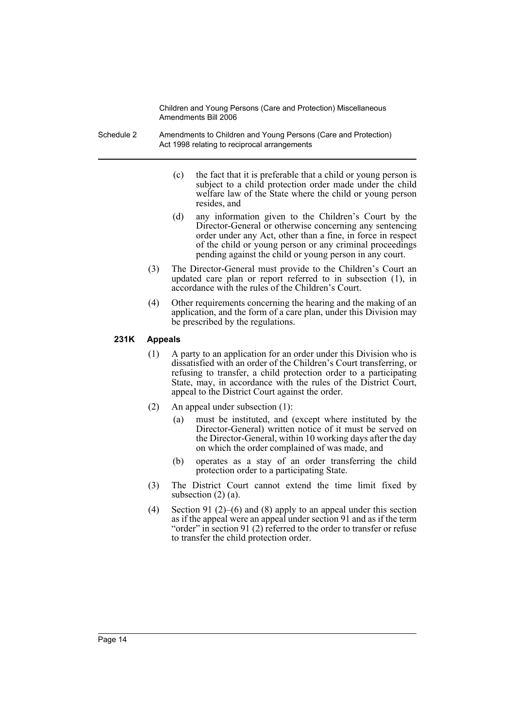(c) the fact that it is preferable that a child or young person is subject to a child protection order made under the child welfare law of the State where the child or young person resides, and

(d) any information given to the Children's Court by the Director-General or otherwise concerning any sentencing order under any Act, other than a fine, in force in respect of the child or young person or any criminal proceedings pending against the child or young person in any court.

(3) The Director-General must provide to the Children's Court an updated care plan or report referred to in subsection (1), in accordance with the rules of the Children's Court.

(4) Other requirements concerning the hearing and the making of an application, and the form of a care plan, under this Division may be prescribed by the regulations.

**231K Appeals**

(1) A party to an application for an order under this Division who is dissatisfied with an order of the Children's Court transferring, or refusing to transfer, a child protection order to a participating State, may, in accordance with the rules of the District Court, appeal to the District Court against the order.

(2) An appeal under subsection (1):

(a) must be instituted, and (except where instituted by the Director-General) written notice of it must be served on the Director-General, within 10 working days after the day on which the order complained of was made, and

(b) operates as a stay of an order transferring the child protection order to a participating State.

(3) The District Court cannot extend the time limit fixed by subsection (2) (a).

(4) Section 91 (2)–(6) and (8) apply to an appeal under this section as if the appeal were an appeal under section 91 and as if the term "order" in section 91 (2) referred to the order to transfer or refuse to transfer the child protection order.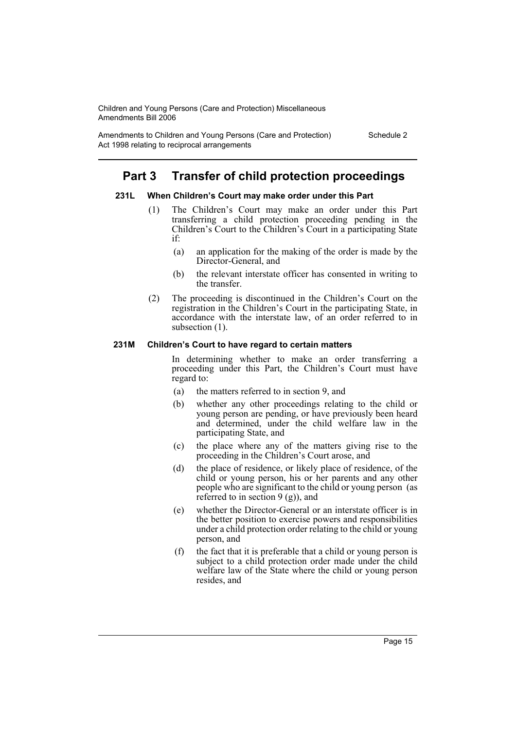## Part 3 Transfer of child protection proceedings

**231L When Children's Court may make order under this Part**

(1) The Children's Court may make an order under this Part transferring a child protection proceeding pending in the Children's Court to the Children's Court in a participating State if:

(a) an application for the making of the order is made by the Director-General, and

(b) the relevant interstate officer has consented in writing to the transfer.

(2) The proceeding is discontinued in the Children's Court on the registration in the Children's Court in the participating State, in accordance with the interstate law, of an order referred to in subsection (1).

**231M Children's Court to have regard to certain matters**

In determining whether to make an order transferring a proceeding under this Part, the Children's Court must have regard to:

(a) the matters referred to in section 9, and

(b) whether any other proceedings relating to the child or young person are pending, or have previously been heard and determined, under the child welfare law in the participating State, and

(c) the place where any of the matters giving rise to the proceeding in the Children's Court arose, and

(d) the place of residence, or likely place of residence, of the child or young person, his or her parents and any other people who are significant to the child or young person (as referred to in section 9 (g)), and

(e) whether the Director-General or an interstate officer is in the better position to exercise powers and responsibilities under a child protection order relating to the child or young person, and

(f) the fact that it is preferable that a child or young person is subject to a child protection order made under the child welfare law of the State where the child or young person resides, and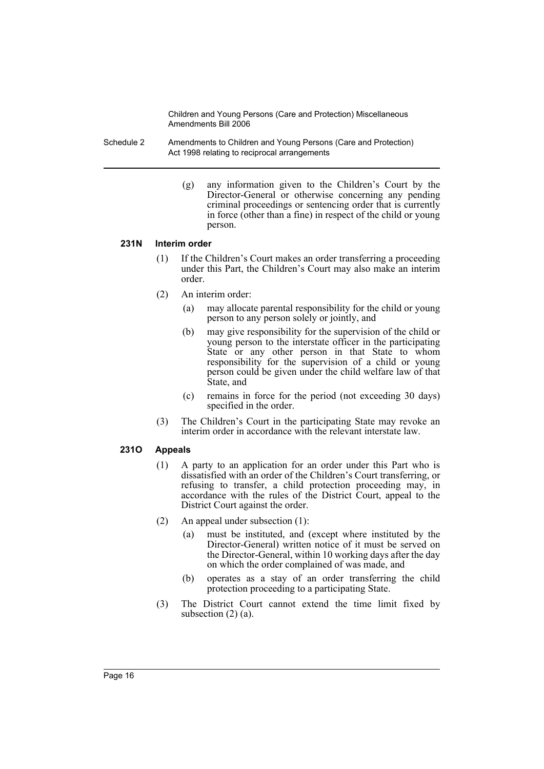(g) any information given to the Children's Court by the Director-General or otherwise concerning any pending criminal proceedings or sentencing order that is currently in force (other than a fine) in respect of the child or young person.

#### 231N Interim order

(1) If the Children's Court makes an order transferring a proceeding under this Part, the Children's Court may also make an interim order.

(2) An interim order:

- (a) may allocate parental responsibility for the child or young person to any person solely or jointly, and
- (b) may give responsibility for the supervision of the child or young person to the interstate officer in the participating State or any other person in that State to whom responsibility for the supervision of a child or young person could be given under the child welfare law of that State, and
- (c) remains in force for the period (not exceeding 30 days) specified in the order.

(3) The Children's Court in the participating State may revoke an interim order in accordance with the relevant interstate law.

#### 231O Appeals

(1) A party to an application for an order under this Part who is dissatisfied with an order of the Children's Court transferring, or refusing to transfer, a child protection proceeding may, in accordance with the rules of the District Court, appeal to the District Court against the order.

(2) An appeal under subsection (1):

- (a) must be instituted, and (except where instituted by the Director-General) written notice of it must be served on the Director-General, within 10 working days after the day on which the order complained of was made, and
- (b) operates as a stay of an order transferring the child protection proceeding to a participating State.

(3) The District Court cannot extend the time limit fixed by subsection (2) (a).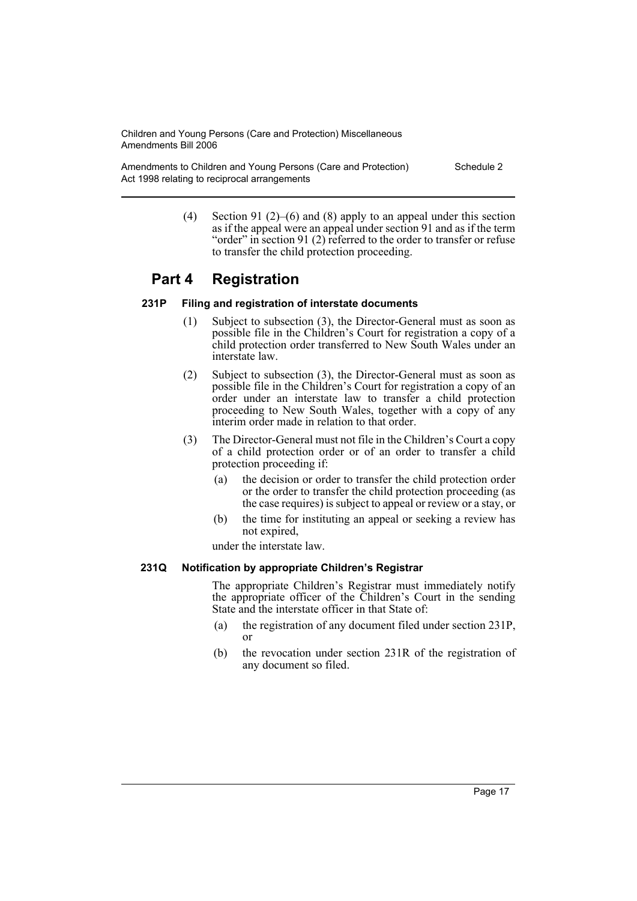(4) Section 91 (2)–(6) and (8) apply to an appeal under this section as if the appeal were an appeal under section 91 and as if the term "order" in section 91 (2) referred to the order to transfer or refuse to transfer the child protection proceeding.

## Part 4 Registration

### 231P Filing and registration of interstate documents

(1) Subject to subsection (3), the Director-General must as soon as possible file in the Children's Court for registration a copy of a child protection order transferred to New South Wales under an interstate law.

(2) Subject to subsection (3), the Director-General must as soon as possible file in the Children's Court for registration a copy of an order under an interstate law to transfer a child protection proceeding to New South Wales, together with a copy of any interim order made in relation to that order.

(3) The Director-General must not file in the Children's Court a copy of a child protection order or of an order to transfer a child protection proceeding if:

- (a) the decision or order to transfer the child protection order or the order to transfer the child protection proceeding (as the case requires) is subject to appeal or review or a stay, or
- (b) the time for instituting an appeal or seeking a review has not expired,

under the interstate law.

### 231Q Notification by appropriate Children's Registrar

The appropriate Children's Registrar must immediately notify the appropriate officer of the Children's Court in the sending State and the interstate officer in that State of:

- (a) the registration of any document filed under section 231P, or
- (b) the revocation under section 231R of the registration of any document so filed.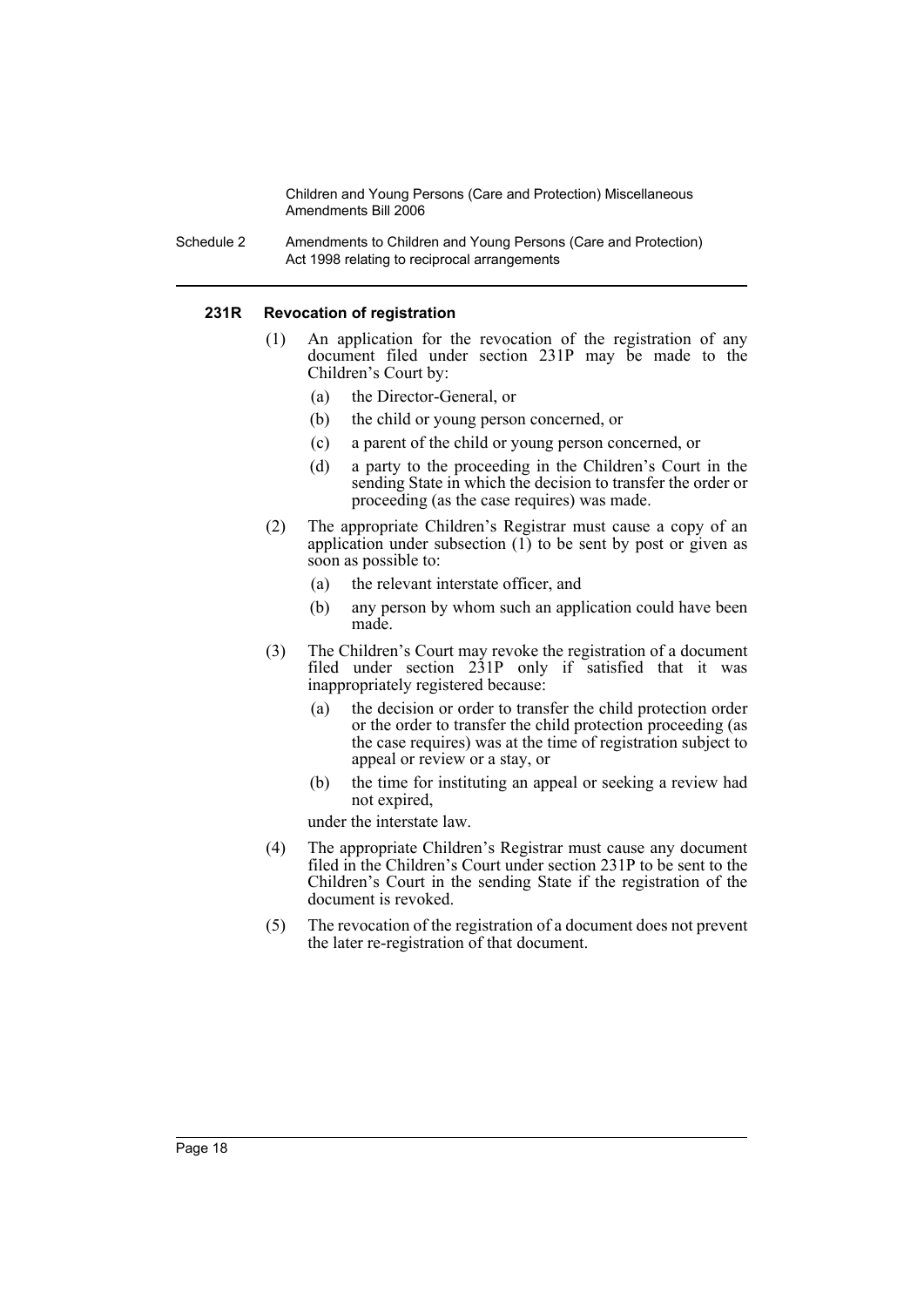#### 231R Revocation of registration

(1) An application for the revocation of the registration of any document filed under section 231P may be made to the Children's Court by:

(a) the Director-General, or

(b) the child or young person concerned, or

(c) a parent of the child or young person concerned, or

(d) a party to the proceeding in the Children's Court in the sending State in which the decision to transfer the order or proceeding (as the case requires) was made.

(2) The appropriate Children's Registrar must cause a copy of an application under subsection (1) to be sent by post or given as soon as possible to:

(a) the relevant interstate officer, and

(b) any person by whom such an application could have been made.

(3) The Children's Court may revoke the registration of a document filed under section 231P only if satisfied that it was inappropriately registered because:

(a) the decision or order to transfer the child protection order or the order to transfer the child protection proceeding (as the case requires) was at the time of registration subject to appeal or review or a stay, or

(b) the time for instituting an appeal or seeking a review had not expired,

under the interstate law.

(4) The appropriate Children's Registrar must cause any document filed in the Children's Court under section 231P to be sent to the Children's Court in the sending State if the registration of the document is revoked.

(5) The revocation of the registration of a document does not prevent the later re-registration of that document.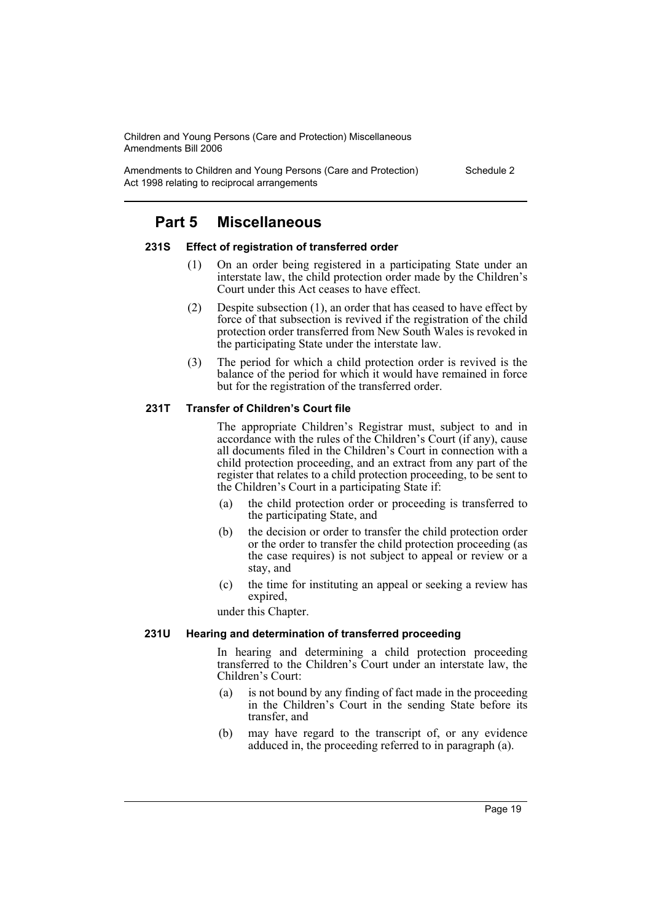## Part 5 Miscellaneous

### 231S Effect of registration of transferred order

(1) On an order being registered in a participating State under an interstate law, the child protection order made by the Children's Court under this Act ceases to have effect.

(2) Despite subsection (1), an order that has ceased to have effect by force of that subsection is revived if the registration of the child protection order transferred from New South Wales is revoked in the participating State under the interstate law.

(3) The period for which a child protection order is revived is the balance of the period for which it would have remained in force but for the registration of the transferred order.

### 231T Transfer of Children's Court file

The appropriate Children's Registrar must, subject to and in accordance with the rules of the Children's Court (if any), cause all documents filed in the Children's Court in connection with a child protection proceeding, and an extract from any part of the register that relates to a child protection proceeding, to be sent to the Children's Court in a participating State if:

(a) the child protection order or proceeding is transferred to the participating State, and

(b) the decision or order to transfer the child protection order or the order to transfer the child protection proceeding (as the case requires) is not subject to appeal or review or a stay, and

(c) the time for instituting an appeal or seeking a review has expired,

under this Chapter.

### 231U Hearing and determination of transferred proceeding

In hearing and determining a child protection proceeding transferred to the Children's Court under an interstate law, the Children's Court:

(a) is not bound by any finding of fact made in the proceeding in the Children's Court in the sending State before its transfer, and

(b) may have regard to the transcript of, or any evidence adduced in, the proceeding referred to in paragraph (a).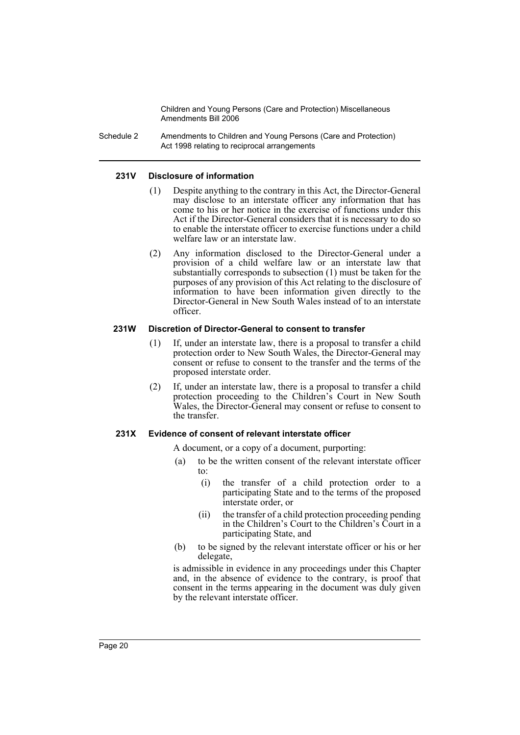#### 231V Disclosure of information

(1) Despite anything to the contrary in this Act, the Director-General may disclose to an interstate officer any information that has come to his or her notice in the exercise of functions under this Act if the Director-General considers that it is necessary to do so to enable the interstate officer to exercise functions under a child welfare law or an interstate law.

(2) Any information disclosed to the Director-General under a provision of a child welfare law or an interstate law that substantially corresponds to subsection (1) must be taken for the purposes of any provision of this Act relating to the disclosure of information to have been information given directly to the Director-General in New South Wales instead of to an interstate officer.

#### 231W Discretion of Director-General to consent to transfer

(1) If, under an interstate law, there is a proposal to transfer a child protection order to New South Wales, the Director-General may consent or refuse to consent to the transfer and the terms of the proposed interstate order.

(2) If, under an interstate law, there is a proposal to transfer a child protection proceeding to the Children's Court in New South Wales, the Director-General may consent or refuse to consent to the transfer.

#### 231X Evidence of consent of relevant interstate officer

A document, or a copy of a document, purporting:

(a) to be the written consent of the relevant interstate officer to:

  (i) the transfer of a child protection order to a participating State and to the terms of the proposed interstate order, or

  (ii) the transfer of a child protection proceeding pending in the Children's Court to the Children's Court in a participating State, and

(b) to be signed by the relevant interstate officer or his or her delegate,

is admissible in evidence in any proceedings under this Chapter and, in the absence of evidence to the contrary, is proof that consent in the terms appearing in the document was duly given by the relevant interstate officer.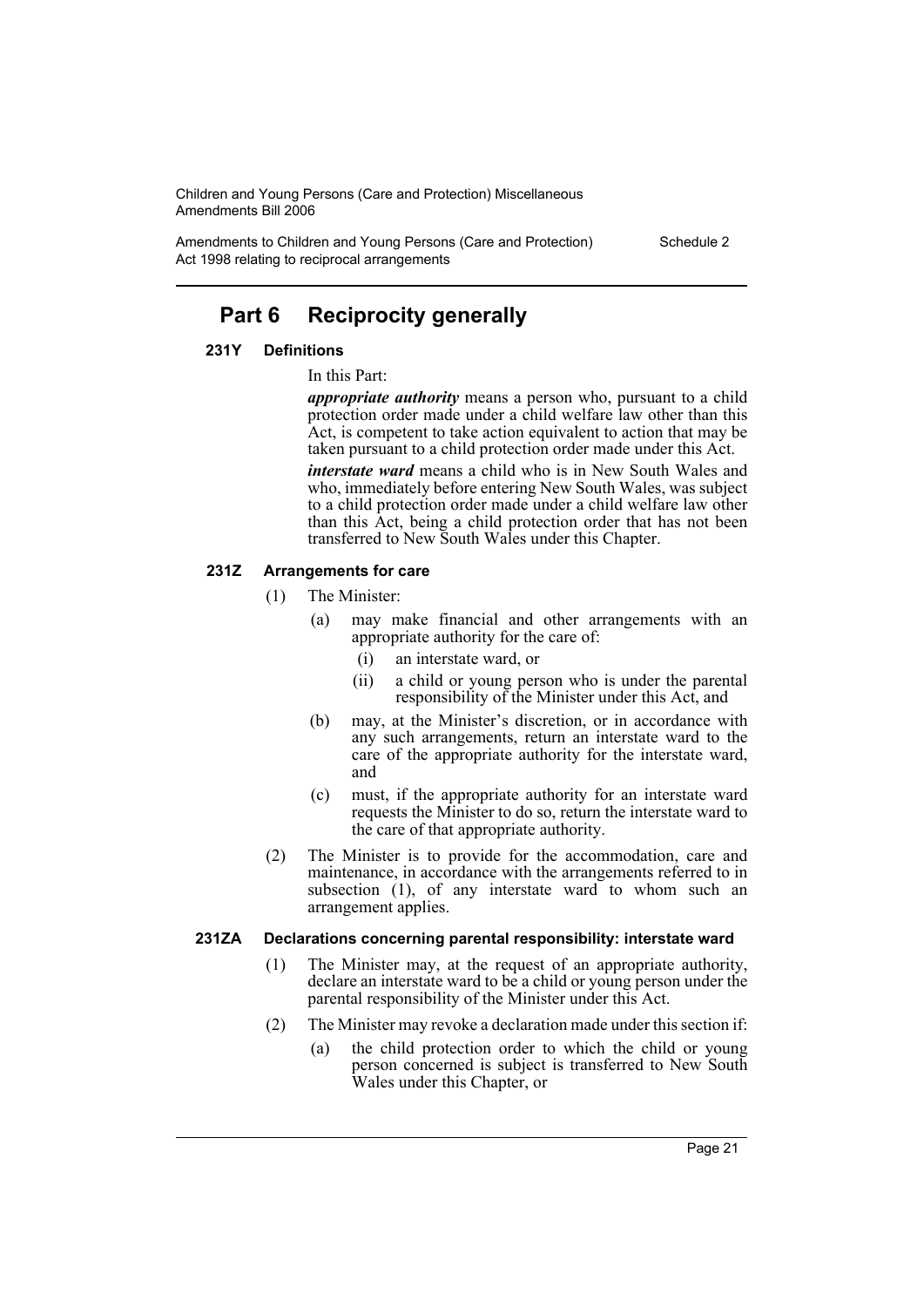## Part 6 Reciprocity generally

### 231Y Definitions

In this Part:

***appropriate authority*** means a person who, pursuant to a child protection order made under a child welfare law other than this Act, is competent to take action equivalent to action that may be taken pursuant to a child protection order made under this Act.

***interstate ward*** means a child who is in New South Wales and who, immediately before entering New South Wales, was subject to a child protection order made under a child welfare law other than this Act, being a child protection order that has not been transferred to New South Wales under this Chapter.

### 231Z Arrangements for care

(1) The Minister:

- (a) may make financial and other arrangements with an appropriate authority for the care of:
  - (i) an interstate ward, or
  - (ii) a child or young person who is under the parental responsibility of the Minister under this Act, and
- (b) may, at the Minister's discretion, or in accordance with any such arrangements, return an interstate ward to the care of the appropriate authority for the interstate ward, and
- (c) must, if the appropriate authority for an interstate ward requests the Minister to do so, return the interstate ward to the care of that appropriate authority.

(2) The Minister is to provide for the accommodation, care and maintenance, in accordance with the arrangements referred to in subsection (1), of any interstate ward to whom such an arrangement applies.

### 231ZA Declarations concerning parental responsibility: interstate ward

(1) The Minister may, at the request of an appropriate authority, declare an interstate ward to be a child or young person under the parental responsibility of the Minister under this Act.

(2) The Minister may revoke a declaration made under this section if:

- (a) the child protection order to which the child or young person concerned is subject is transferred to New South Wales under this Chapter, or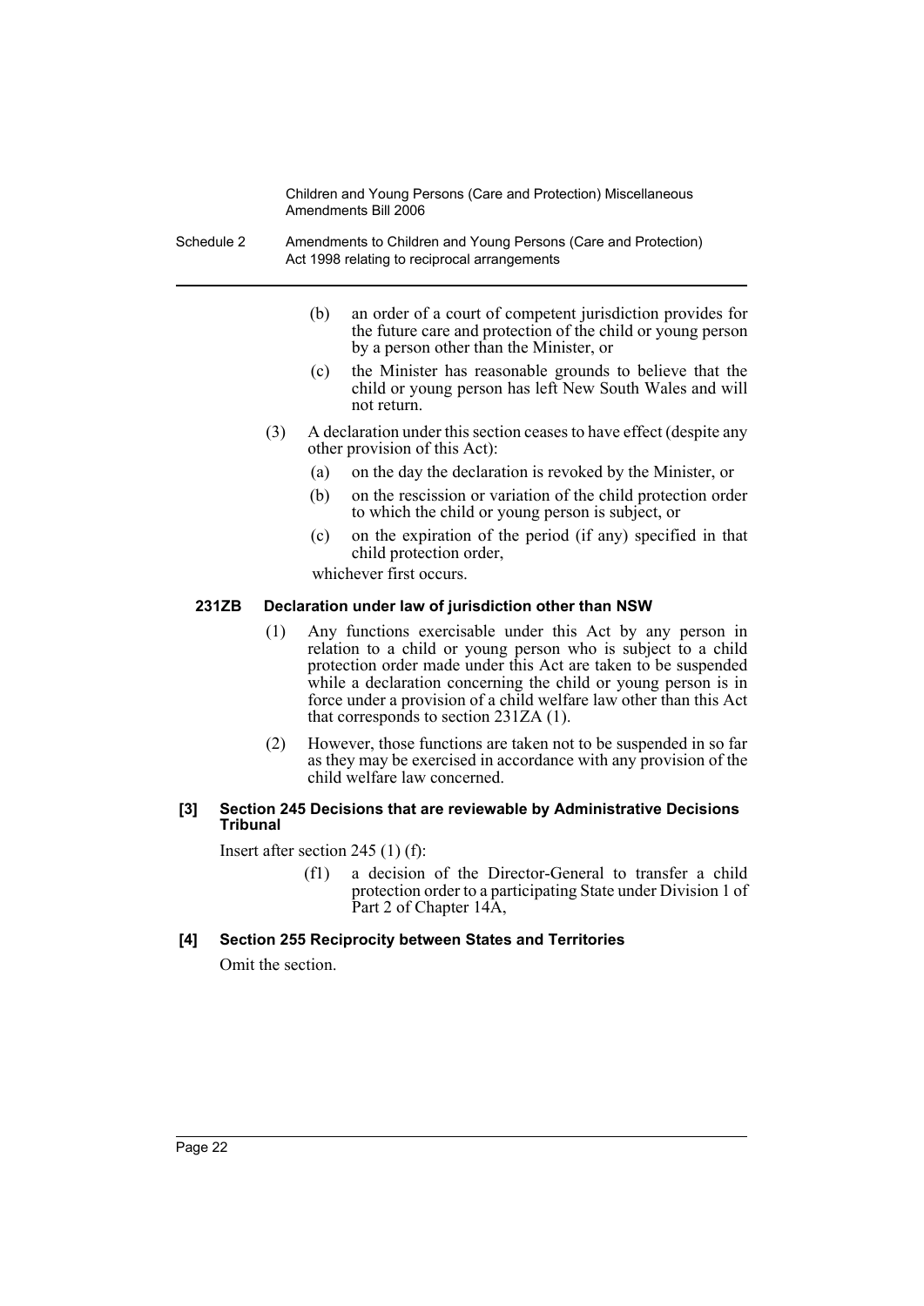(b) an order of a court of competent jurisdiction provides for the future care and protection of the child or young person by a person other than the Minister, or

(c) the Minister has reasonable grounds to believe that the child or young person has left New South Wales and will not return.

(3) A declaration under this section ceases to have effect (despite any other provision of this Act):

(a) on the day the declaration is revoked by the Minister, or

(b) on the rescission or variation of the child protection order to which the child or young person is subject, or

(c) on the expiration of the period (if any) specified in that child protection order,

whichever first occurs.

#### 231ZB Declaration under law of jurisdiction other than NSW

(1) Any functions exercisable under this Act by any person in relation to a child or young person who is subject to a child protection order made under this Act are taken to be suspended while a declaration concerning the child or young person is in force under a provision of a child welfare law other than this Act that corresponds to section 231ZA (1).

(2) However, those functions are taken not to be suspended in so far as they may be exercised in accordance with any provision of the child welfare law concerned.

#### [3] Section 245 Decisions that are reviewable by Administrative Decisions Tribunal

Insert after section 245 (1) (f):

(f1) a decision of the Director-General to transfer a child protection order to a participating State under Division 1 of Part 2 of Chapter 14A,

#### [4] Section 255 Reciprocity between States and Territories

Omit the section.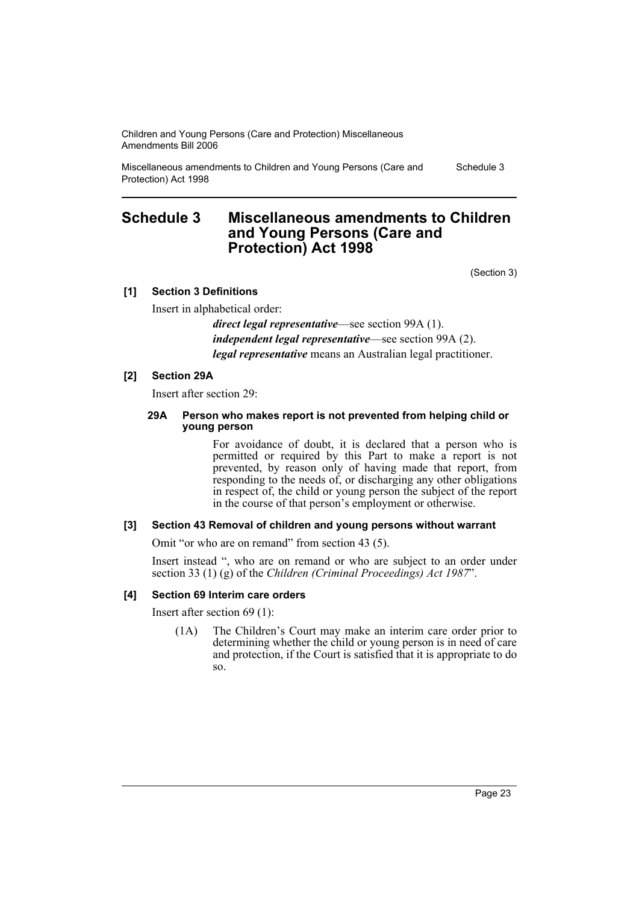## Schedule 3 Miscellaneous amendments to Children and Young Persons (Care and Protection) Act 1998

(Section 3)

### [1] Section 3 Definitions

Insert in alphabetical order:

> ***direct legal representative***—see section 99A (1).
>
> ***independent legal representative***—see section 99A (2).
>
> ***legal representative*** means an Australian legal practitioner.

### [2] Section 29A

Insert after section 29:

#### 29A Person who makes report is not prevented from helping child or young person

For avoidance of doubt, it is declared that a person who is permitted or required by this Part to make a report is not prevented, by reason only of having made that report, from responding to the needs of, or discharging any other obligations in respect of, the child or young person the subject of the report in the course of that person's employment or otherwise.

### [3] Section 43 Removal of children and young persons without warrant

Omit "or who are on remand" from section 43 (5).

Insert instead ", who are on remand or who are subject to an order under section 33 (1) (g) of the *Children (Criminal Proceedings) Act 1987*".

### [4] Section 69 Interim care orders

Insert after section 69 (1):

(1A) The Children's Court may make an interim care order prior to determining whether the child or young person is in need of care and protection, if the Court is satisfied that it is appropriate to do so.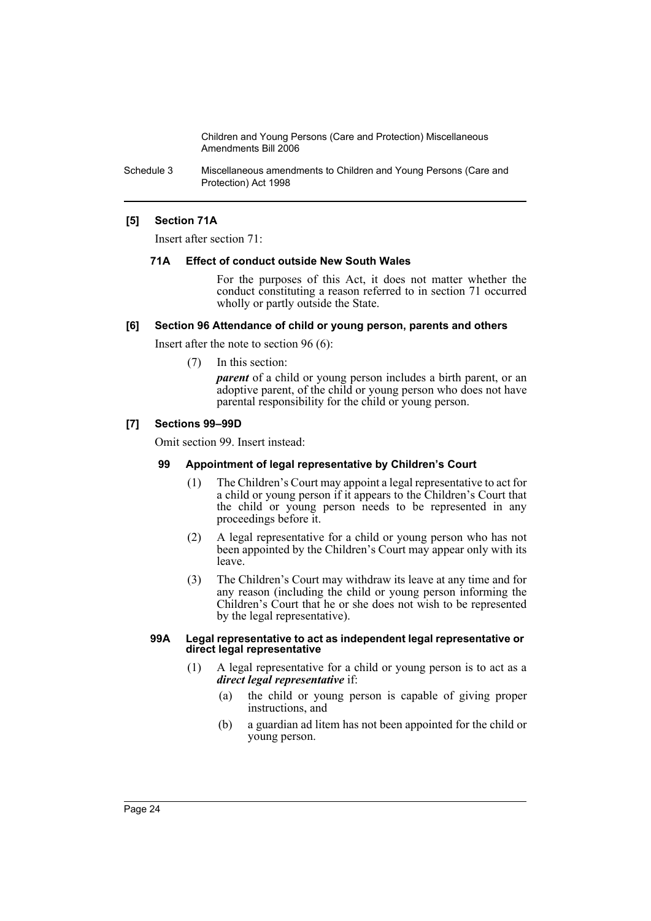**[5] Section 71A**

Insert after section 71:

**71A Effect of conduct outside New South Wales**

For the purposes of this Act, it does not matter whether the conduct constituting a reason referred to in section 71 occurred wholly or partly outside the State.

**[6] Section 96 Attendance of child or young person, parents and others**

Insert after the note to section 96 (6):

(7) In this section:

***parent*** of a child or young person includes a birth parent, or an adoptive parent, of the child or young person who does not have parental responsibility for the child or young person.

**[7] Sections 99–99D**

Omit section 99. Insert instead:

**99 Appointment of legal representative by Children's Court**

(1) The Children's Court may appoint a legal representative to act for a child or young person if it appears to the Children's Court that the child or young person needs to be represented in any proceedings before it.

(2) A legal representative for a child or young person who has not been appointed by the Children's Court may appear only with its leave.

(3) The Children's Court may withdraw its leave at any time and for any reason (including the child or young person informing the Children's Court that he or she does not wish to be represented by the legal representative).

**99A Legal representative to act as independent legal representative or direct legal representative**

(1) A legal representative for a child or young person is to act as a ***direct legal representative*** if:

(a) the child or young person is capable of giving proper instructions, and

(b) a guardian ad litem has not been appointed for the child or young person.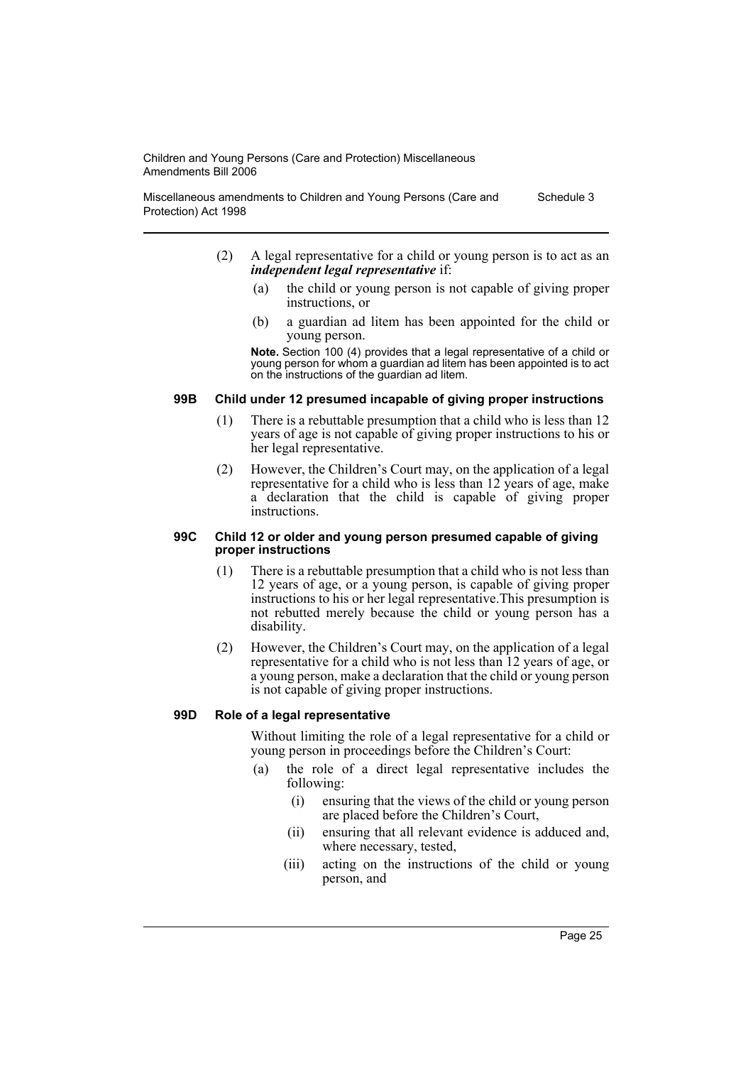(2) A legal representative for a child or young person is to act as an ***independent legal representative*** if:

(a) the child or young person is not capable of giving proper instructions, or

(b) a guardian ad litem has been appointed for the child or young person.

**Note.** Section 100 (4) provides that a legal representative of a child or young person for whom a guardian ad litem has been appointed is to act on the instructions of the guardian ad litem.

#### 99B Child under 12 presumed incapable of giving proper instructions

(1) There is a rebuttable presumption that a child who is less than 12 years of age is not capable of giving proper instructions to his or her legal representative.

(2) However, the Children's Court may, on the application of a legal representative for a child who is less than 12 years of age, make a declaration that the child is capable of giving proper instructions.

#### 99C Child 12 or older and young person presumed capable of giving proper instructions

(1) There is a rebuttable presumption that a child who is not less than 12 years of age, or a young person, is capable of giving proper instructions to his or her legal representative.This presumption is not rebutted merely because the child or young person has a disability.

(2) However, the Children's Court may, on the application of a legal representative for a child who is not less than 12 years of age, or a young person, make a declaration that the child or young person is not capable of giving proper instructions.

#### 99D Role of a legal representative

Without limiting the role of a legal representative for a child or young person in proceedings before the Children's Court:

(a) the role of a direct legal representative includes the following:

(i) ensuring that the views of the child or young person are placed before the Children's Court,

(ii) ensuring that all relevant evidence is adduced and, where necessary, tested,

(iii) acting on the instructions of the child or young person, and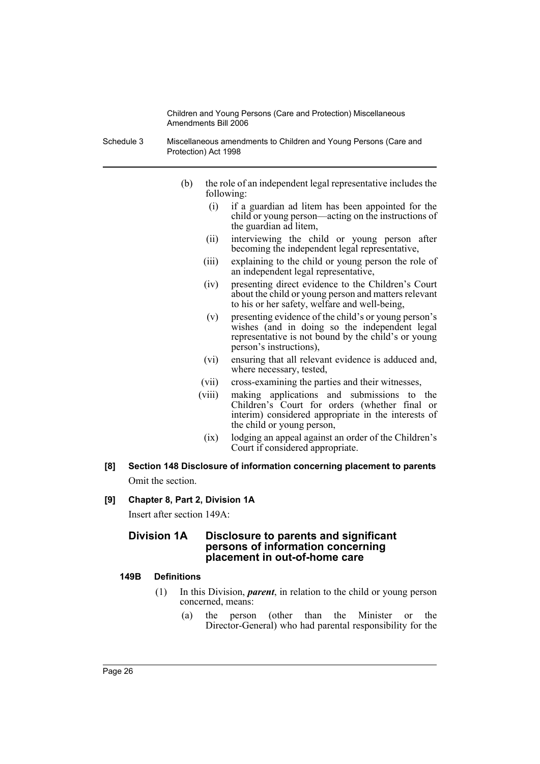(b) the role of an independent legal representative includes the following:

- (i) if a guardian ad litem has been appointed for the child or young person—acting on the instructions of the guardian ad litem,
- (ii) interviewing the child or young person after becoming the independent legal representative,
- (iii) explaining to the child or young person the role of an independent legal representative,
- (iv) presenting direct evidence to the Children's Court about the child or young person and matters relevant to his or her safety, welfare and well-being,
- (v) presenting evidence of the child's or young person's wishes (and in doing so the independent legal representative is not bound by the child's or young person's instructions),
- (vi) ensuring that all relevant evidence is adduced and, where necessary, tested,
- (vii) cross-examining the parties and their witnesses,
- (viii) making applications and submissions to the Children's Court for orders (whether final or interim) considered appropriate in the interests of the child or young person,
- (ix) lodging an appeal against an order of the Children's Court if considered appropriate.

**[8] Section 148 Disclosure of information concerning placement to parents**

Omit the section.

**[9] Chapter 8, Part 2, Division 1A**

Insert after section 149A:

## Division 1A Disclosure to parents and significant persons of information concerning placement in out-of-home care

### 149B Definitions

(1) In this Division, ***parent***, in relation to the child or young person concerned, means:

(a) the person (other than the Minister or the Director-General) who had parental responsibility for the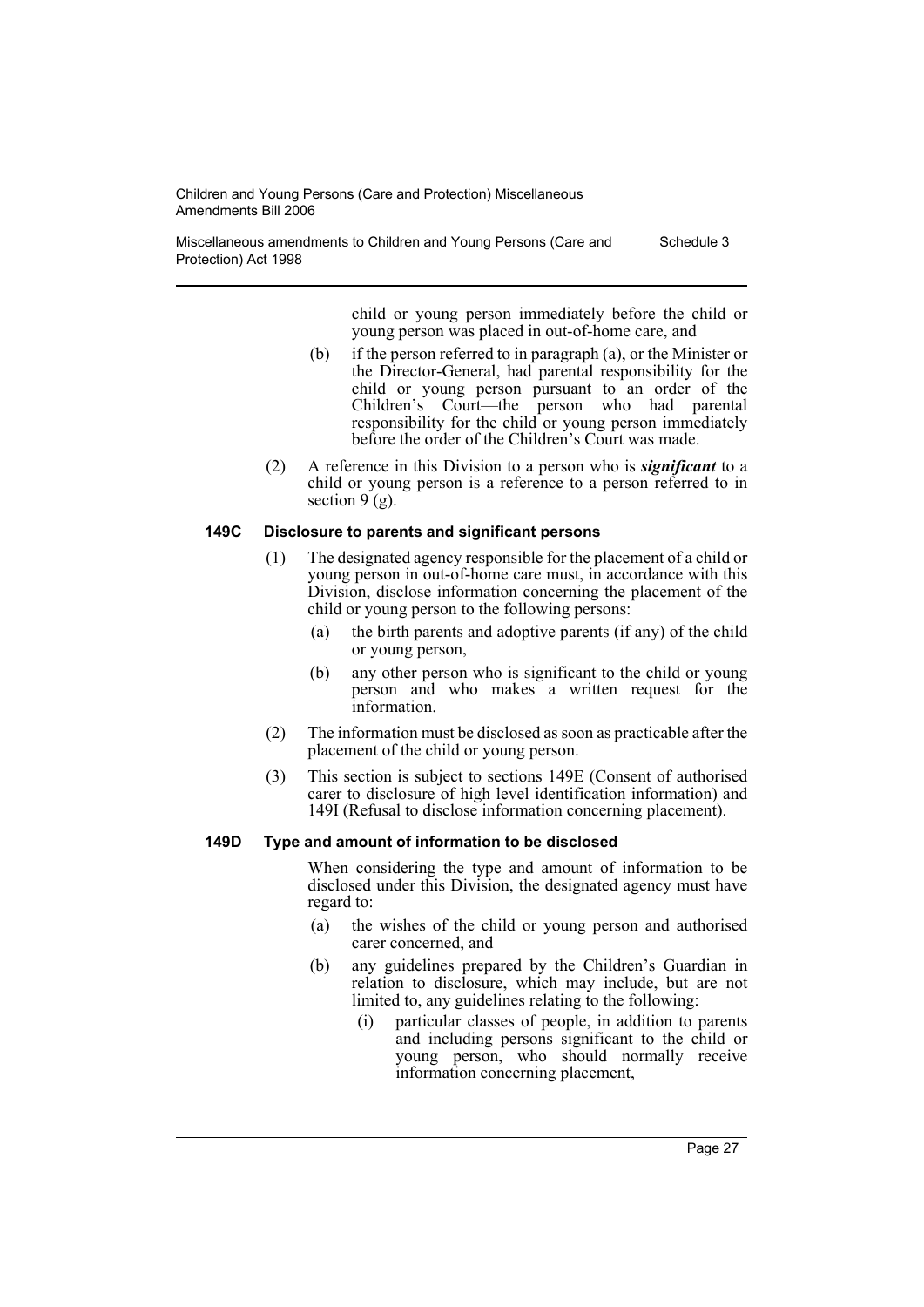child or young person immediately before the child or young person was placed in out-of-home care, and

(b) if the person referred to in paragraph (a), or the Minister or the Director-General, had parental responsibility for the child or young person pursuant to an order of the Children's Court—the person who had parental responsibility for the child or young person immediately before the order of the Children's Court was made.

(2) A reference in this Division to a person who is ***significant*** to a child or young person is a reference to a person referred to in section 9 (g).

**149C Disclosure to parents and significant persons**

(1) The designated agency responsible for the placement of a child or young person in out-of-home care must, in accordance with this Division, disclose information concerning the placement of the child or young person to the following persons:

(a) the birth parents and adoptive parents (if any) of the child or young person,

(b) any other person who is significant to the child or young person and who makes a written request for the information.

(2) The information must be disclosed as soon as practicable after the placement of the child or young person.

(3) This section is subject to sections 149E (Consent of authorised carer to disclosure of high level identification information) and 149I (Refusal to disclose information concerning placement).

**149D Type and amount of information to be disclosed**

When considering the type and amount of information to be disclosed under this Division, the designated agency must have regard to:

(a) the wishes of the child or young person and authorised carer concerned, and

(b) any guidelines prepared by the Children's Guardian in relation to disclosure, which may include, but are not limited to, any guidelines relating to the following:

(i) particular classes of people, in addition to parents and including persons significant to the child or young person, who should normally receive information concerning placement,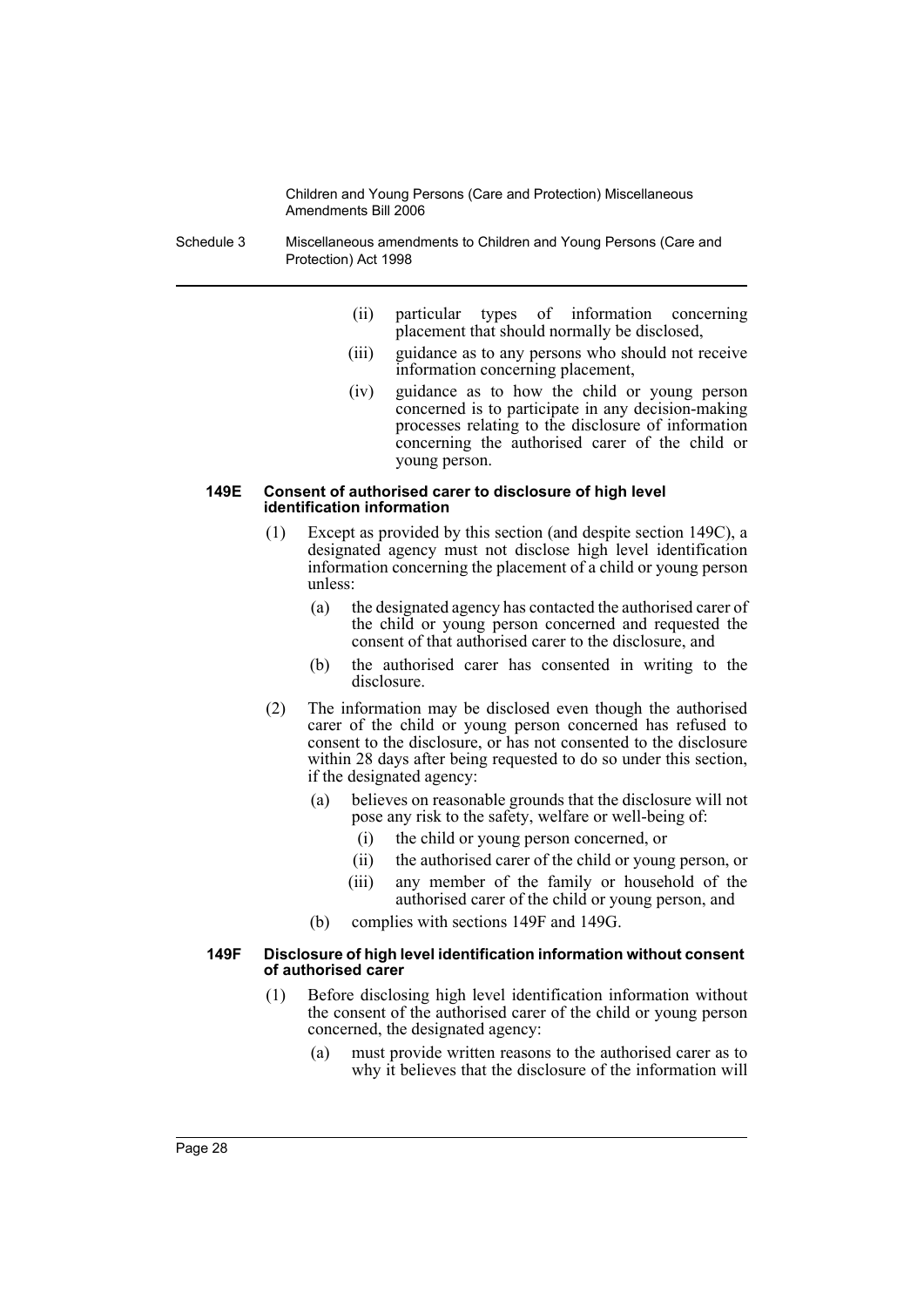(ii) particular types of information concerning placement that should normally be disclosed,

(iii) guidance as to any persons who should not receive information concerning placement,

(iv) guidance as to how the child or young person concerned is to participate in any decision-making processes relating to the disclosure of information concerning the authorised carer of the child or young person.

#### 149E Consent of authorised carer to disclosure of high level identification information

(1) Except as provided by this section (and despite section 149C), a designated agency must not disclose high level identification information concerning the placement of a child or young person unless:

(a) the designated agency has contacted the authorised carer of the child or young person concerned and requested the consent of that authorised carer to the disclosure, and

(b) the authorised carer has consented in writing to the disclosure.

(2) The information may be disclosed even though the authorised carer of the child or young person concerned has refused to consent to the disclosure, or has not consented to the disclosure within 28 days after being requested to do so under this section, if the designated agency:

(a) believes on reasonable grounds that the disclosure will not pose any risk to the safety, welfare or well-being of:

(i) the child or young person concerned, or

(ii) the authorised carer of the child or young person, or

(iii) any member of the family or household of the authorised carer of the child or young person, and

(b) complies with sections 149F and 149G.

#### 149F Disclosure of high level identification information without consent of authorised carer

(1) Before disclosing high level identification information without the consent of the authorised carer of the child or young person concerned, the designated agency:

(a) must provide written reasons to the authorised carer as to why it believes that the disclosure of the information will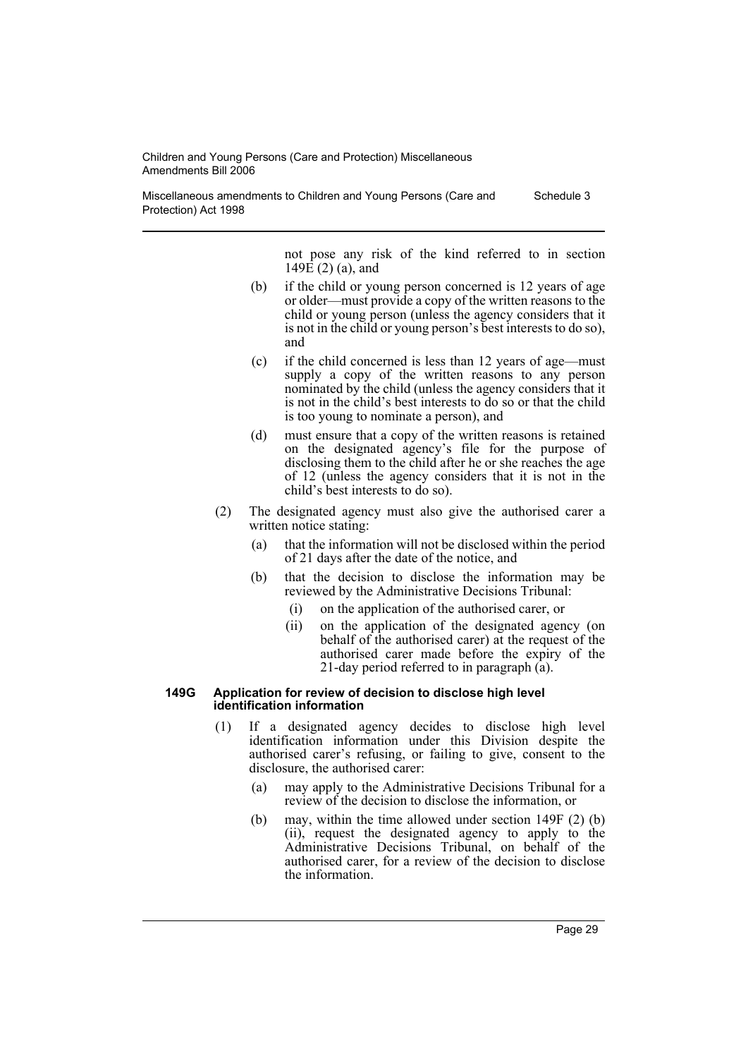not pose any risk of the kind referred to in section 149E (2) (a), and

(b) if the child or young person concerned is 12 years of age or older—must provide a copy of the written reasons to the child or young person (unless the agency considers that it is not in the child or young person's best interests to do so), and

(c) if the child concerned is less than 12 years of age—must supply a copy of the written reasons to any person nominated by the child (unless the agency considers that it is not in the child's best interests to do so or that the child is too young to nominate a person), and

(d) must ensure that a copy of the written reasons is retained on the designated agency's file for the purpose of disclosing them to the child after he or she reaches the age of 12 (unless the agency considers that it is not in the child's best interests to do so).

(2) The designated agency must also give the authorised carer a written notice stating:

(a) that the information will not be disclosed within the period of 21 days after the date of the notice, and

(b) that the decision to disclose the information may be reviewed by the Administrative Decisions Tribunal:

(i) on the application of the authorised carer, or

(ii) on the application of the designated agency (on behalf of the authorised carer) at the request of the authorised carer made before the expiry of the 21-day period referred to in paragraph (a).

#### 149G Application for review of decision to disclose high level identification information

(1) If a designated agency decides to disclose high level identification information under this Division despite the authorised carer's refusing, or failing to give, consent to the disclosure, the authorised carer:

(a) may apply to the Administrative Decisions Tribunal for a review of the decision to disclose the information, or

(b) may, within the time allowed under section 149F (2) (b) (ii), request the designated agency to apply to the Administrative Decisions Tribunal, on behalf of the authorised carer, for a review of the decision to disclose the information.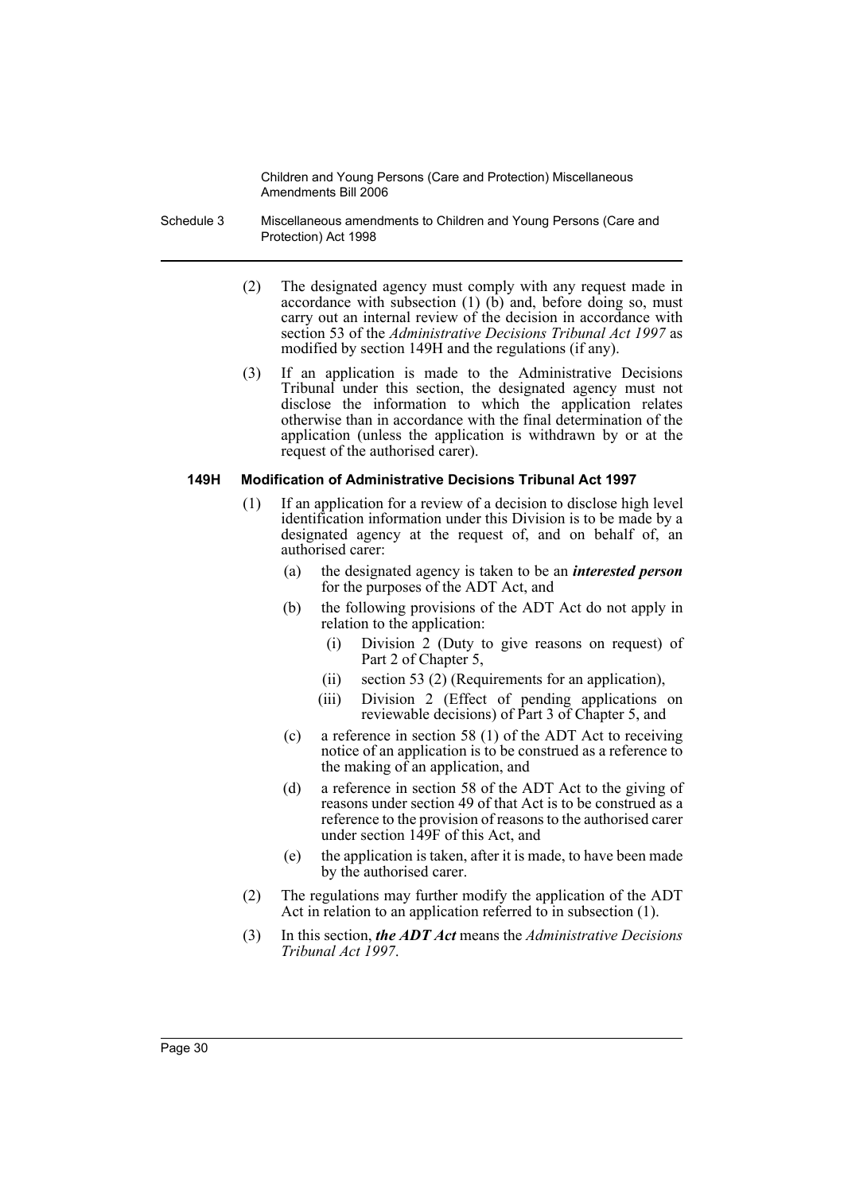(2) The designated agency must comply with any request made in accordance with subsection (1) (b) and, before doing so, must carry out an internal review of the decision in accordance with section 53 of the *Administrative Decisions Tribunal Act 1997* as modified by section 149H and the regulations (if any).

(3) If an application is made to the Administrative Decisions Tribunal under this section, the designated agency must not disclose the information to which the application relates otherwise than in accordance with the final determination of the application (unless the application is withdrawn by or at the request of the authorised carer).

**149H Modification of Administrative Decisions Tribunal Act 1997**

(1) If an application for a review of a decision to disclose high level identification information under this Division is to be made by a designated agency at the request of, and on behalf of, an authorised carer:

(a) the designated agency is taken to be an ***interested person*** for the purposes of the ADT Act, and

(b) the following provisions of the ADT Act do not apply in relation to the application:

(i) Division 2 (Duty to give reasons on request) of Part 2 of Chapter 5,

(ii) section 53 (2) (Requirements for an application),

(iii) Division 2 (Effect of pending applications on reviewable decisions) of Part 3 of Chapter 5, and

(c) a reference in section 58 (1) of the ADT Act to receiving notice of an application is to be construed as a reference to the making of an application, and

(d) a reference in section 58 of the ADT Act to the giving of reasons under section 49 of that Act is to be construed as a reference to the provision of reasons to the authorised carer under section 149F of this Act, and

(e) the application is taken, after it is made, to have been made by the authorised carer.

(2) The regulations may further modify the application of the ADT Act in relation to an application referred to in subsection (1).

(3) In this section, ***the ADT Act*** means the *Administrative Decisions Tribunal Act 1997*.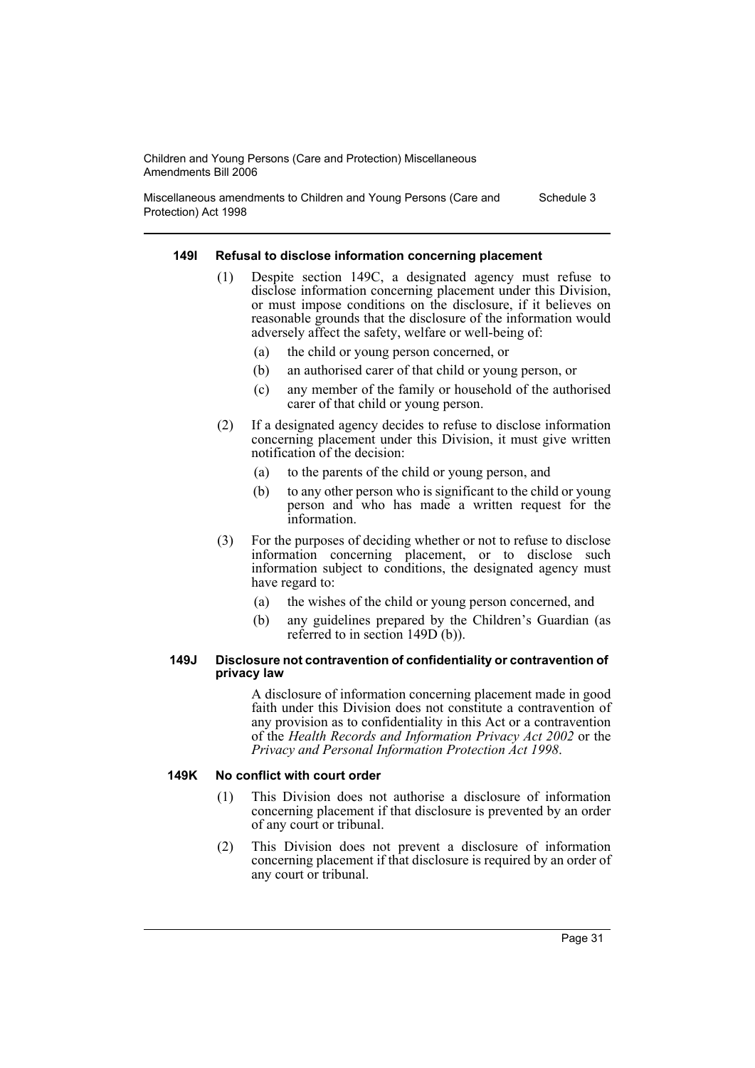#### 149I Refusal to disclose information concerning placement

(1) Despite section 149C, a designated agency must refuse to disclose information concerning placement under this Division, or must impose conditions on the disclosure, if it believes on reasonable grounds that the disclosure of the information would adversely affect the safety, welfare or well-being of:

(a) the child or young person concerned, or

(b) an authorised carer of that child or young person, or

(c) any member of the family or household of the authorised carer of that child or young person.

(2) If a designated agency decides to refuse to disclose information concerning placement under this Division, it must give written notification of the decision:

(a) to the parents of the child or young person, and

(b) to any other person who is significant to the child or young person and who has made a written request for the information.

(3) For the purposes of deciding whether or not to refuse to disclose information concerning placement, or to disclose such information subject to conditions, the designated agency must have regard to:

(a) the wishes of the child or young person concerned, and

(b) any guidelines prepared by the Children's Guardian (as referred to in section 149D (b)).

#### 149J Disclosure not contravention of confidentiality or contravention of privacy law

A disclosure of information concerning placement made in good faith under this Division does not constitute a contravention of any provision as to confidentiality in this Act or a contravention of the *Health Records and Information Privacy Act 2002* or the *Privacy and Personal Information Protection Act 1998*.

#### 149K No conflict with court order

(1) This Division does not authorise a disclosure of information concerning placement if that disclosure is prevented by an order of any court or tribunal.

(2) This Division does not prevent a disclosure of information concerning placement if that disclosure is required by an order of any court or tribunal.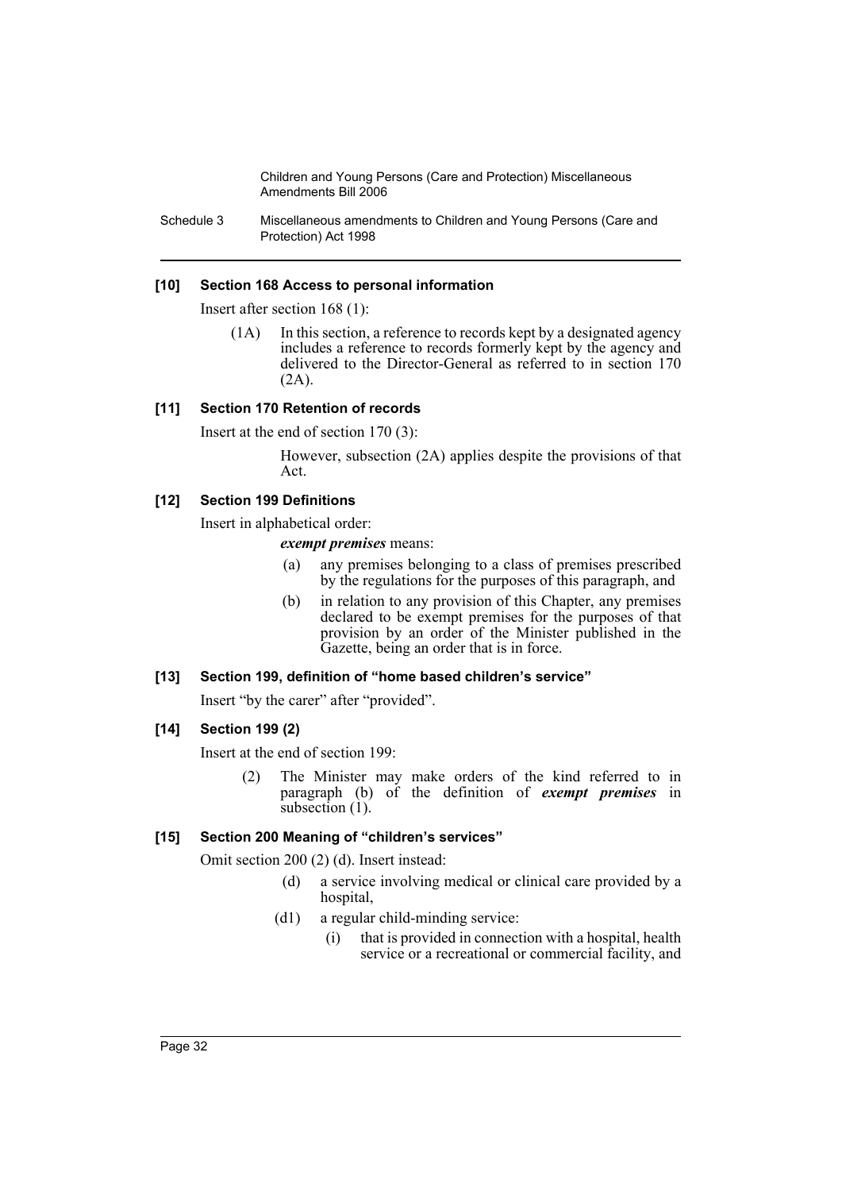#### [10] Section 168 Access to personal information

Insert after section 168 (1):

(1A) In this section, a reference to records kept by a designated agency includes a reference to records formerly kept by the agency and delivered to the Director-General as referred to in section 170 (2A).

#### [11] Section 170 Retention of records

Insert at the end of section 170 (3):

However, subsection (2A) applies despite the provisions of that Act.

#### [12] Section 199 Definitions

Insert in alphabetical order:

***exempt premises*** means:

(a) any premises belonging to a class of premises prescribed by the regulations for the purposes of this paragraph, and

(b) in relation to any provision of this Chapter, any premises declared to be exempt premises for the purposes of that provision by an order of the Minister published in the Gazette, being an order that is in force.

#### [13] Section 199, definition of "home based children's service"

Insert "by the carer" after "provided".

#### [14] Section 199 (2)

Insert at the end of section 199:

(2) The Minister may make orders of the kind referred to in paragraph (b) of the definition of ***exempt premises*** in subsection (1).

#### [15] Section 200 Meaning of "children's services"

Omit section 200 (2) (d). Insert instead:

(d) a service involving medical or clinical care provided by a hospital,

(d1) a regular child-minding service:

(i) that is provided in connection with a hospital, health service or a recreational or commercial facility, and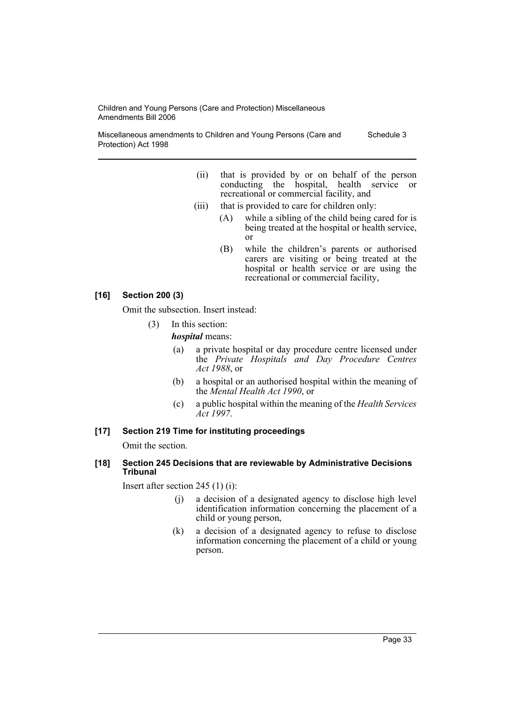(ii) that is provided by or on behalf of the person conducting the hospital, health service or recreational or commercial facility, and

(iii) that is provided to care for children only:

(A) while a sibling of the child being cared for is being treated at the hospital or health service, or

(B) while the children's parents or authorised carers are visiting or being treated at the hospital or health service or are using the recreational or commercial facility,

#### [16] Section 200 (3)

Omit the subsection. Insert instead:

(3) In this section:

***hospital*** means:

(a) a private hospital or day procedure centre licensed under the *Private Hospitals and Day Procedure Centres Act 1988*, or

(b) a hospital or an authorised hospital within the meaning of the *Mental Health Act 1990*, or

(c) a public hospital within the meaning of the *Health Services Act 1997*.

#### [17] Section 219 Time for instituting proceedings

Omit the section.

#### [18] Section 245 Decisions that are reviewable by Administrative Decisions Tribunal

Insert after section 245 (1) (i):

(j) a decision of a designated agency to disclose high level identification information concerning the placement of a child or young person,

(k) a decision of a designated agency to refuse to disclose information concerning the placement of a child or young person.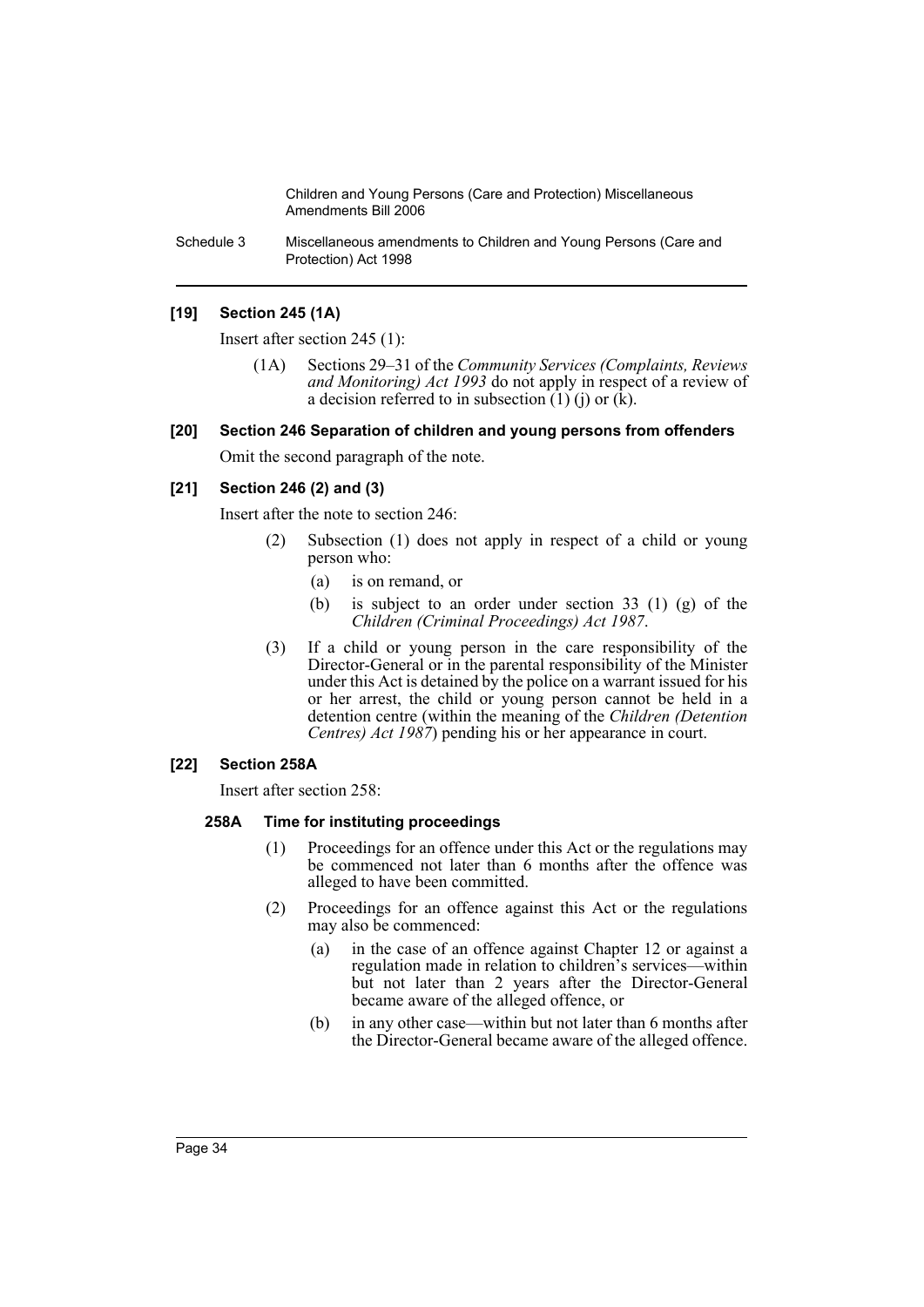### [19] Section 245 (1A)

Insert after section 245 (1):

(1A) Sections 29–31 of the *Community Services (Complaints, Reviews and Monitoring) Act 1993* do not apply in respect of a review of a decision referred to in subsection (1) (j) or (k).

### [20] Section 246 Separation of children and young persons from offenders

Omit the second paragraph of the note.

### [21] Section 246 (2) and (3)

Insert after the note to section 246:

(2) Subsection (1) does not apply in respect of a child or young person who:

- (a) is on remand, or
- (b) is subject to an order under section 33 (1) (g) of the *Children (Criminal Proceedings) Act 1987*.

(3) If a child or young person in the care responsibility of the Director-General or in the parental responsibility of the Minister under this Act is detained by the police on a warrant issued for his or her arrest, the child or young person cannot be held in a detention centre (within the meaning of the *Children (Detention Centres) Act 1987*) pending his or her appearance in court.

### [22] Section 258A

Insert after section 258:

#### 258A Time for instituting proceedings

(1) Proceedings for an offence under this Act or the regulations may be commenced not later than 6 months after the offence was alleged to have been committed.

(2) Proceedings for an offence against this Act or the regulations may also be commenced:

- (a) in the case of an offence against Chapter 12 or against a regulation made in relation to children's services—within but not later than 2 years after the Director-General became aware of the alleged offence, or
- (b) in any other case—within but not later than 6 months after the Director-General became aware of the alleged offence.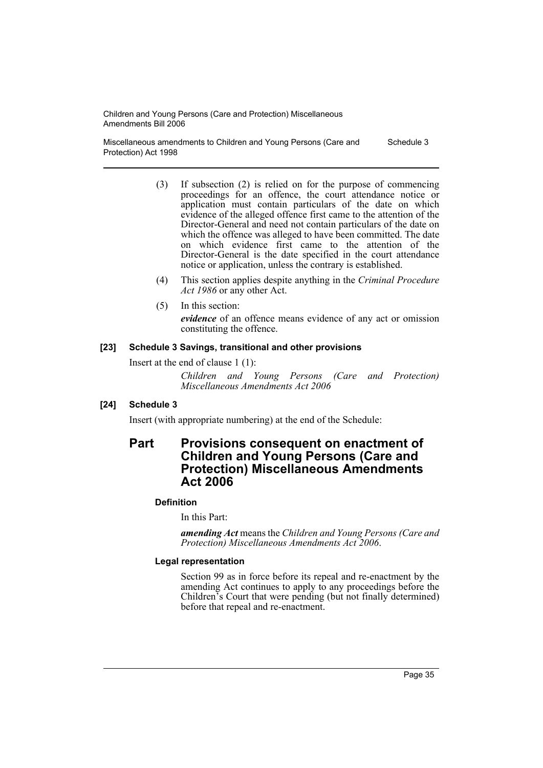(3) If subsection (2) is relied on for the purpose of commencing proceedings for an offence, the court attendance notice or application must contain particulars of the date on which evidence of the alleged offence first came to the attention of the Director-General and need not contain particulars of the date on which the offence was alleged to have been committed. The date on which evidence first came to the attention of the Director-General is the date specified in the court attendance notice or application, unless the contrary is established.

(4) This section applies despite anything in the *Criminal Procedure Act 1986* or any other Act.

(5) In this section:

***evidence*** of an offence means evidence of any act or omission constituting the offence.

#### [23] Schedule 3 Savings, transitional and other provisions

Insert at the end of clause 1 (1):

*Children and Young Persons (Care and Protection) Miscellaneous Amendments Act 2006*

#### [24] Schedule 3

Insert (with appropriate numbering) at the end of the Schedule:

## Part Provisions consequent on enactment of Children and Young Persons (Care and Protection) Miscellaneous Amendments Act 2006

#### Definition

In this Part:

***amending Act*** means the *Children and Young Persons (Care and Protection) Miscellaneous Amendments Act 2006*.

#### Legal representation

Section 99 as in force before its repeal and re-enactment by the amending Act continues to apply to any proceedings before the Children's Court that were pending (but not finally determined) before that repeal and re-enactment.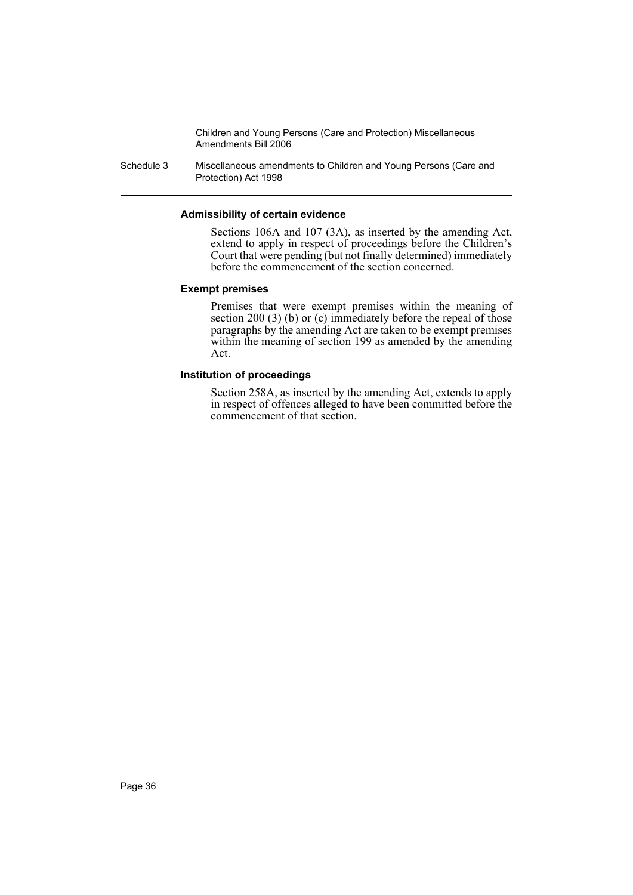#### Admissibility of certain evidence

Sections 106A and 107 (3A), as inserted by the amending Act, extend to apply in respect of proceedings before the Children's Court that were pending (but not finally determined) immediately before the commencement of the section concerned.

#### Exempt premises

Premises that were exempt premises within the meaning of section 200 (3) (b) or (c) immediately before the repeal of those paragraphs by the amending Act are taken to be exempt premises within the meaning of section 199 as amended by the amending Act.

#### Institution of proceedings

Section 258A, as inserted by the amending Act, extends to apply in respect of offences alleged to have been committed before the commencement of that section.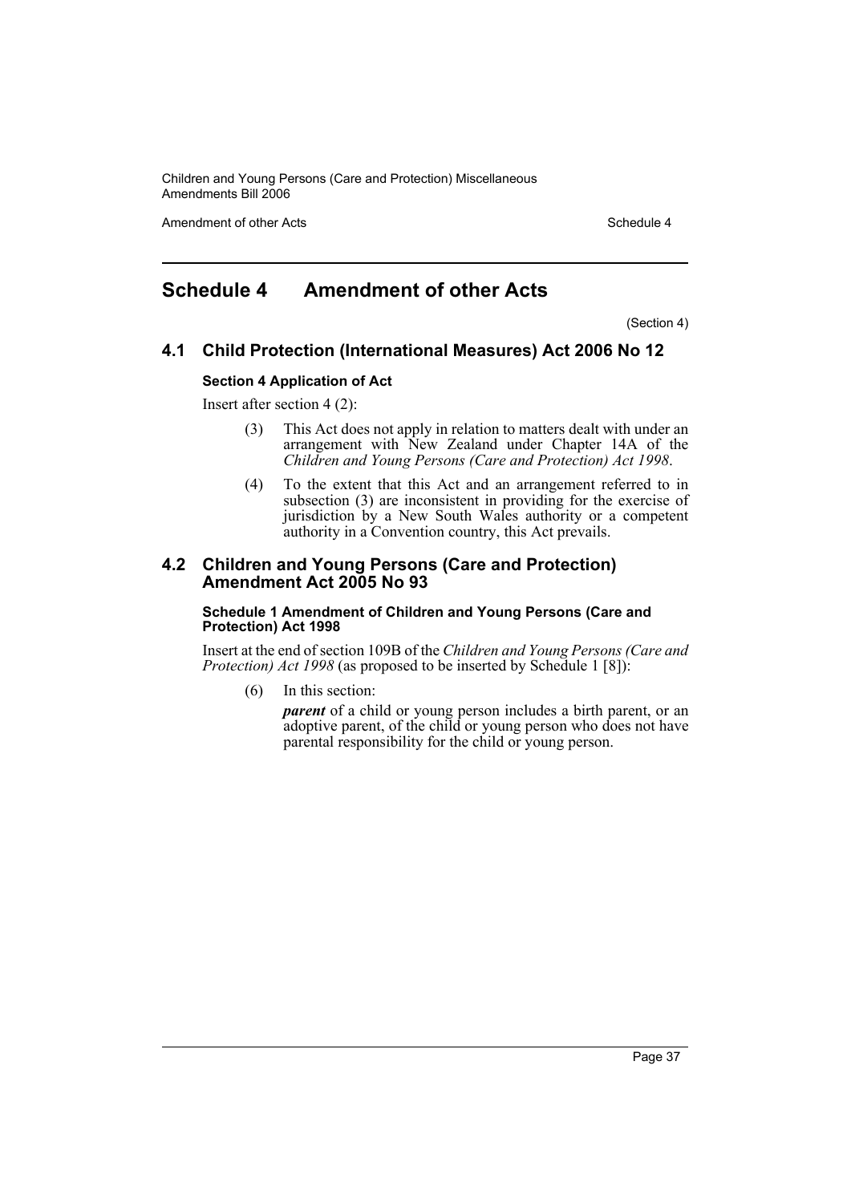# Schedule 4 Amendment of other Acts

(Section 4)

## 4.1 Child Protection (International Measures) Act 2006 No 12

### Section 4 Application of Act

Insert after section 4 (2):

> (3) This Act does not apply in relation to matters dealt with under an arrangement with New Zealand under Chapter 14A of the *Children and Young Persons (Care and Protection) Act 1998*.
>
> (4) To the extent that this Act and an arrangement referred to in subsection (3) are inconsistent in providing for the exercise of jurisdiction by a New South Wales authority or a competent authority in a Convention country, this Act prevails.

## 4.2 Children and Young Persons (Care and Protection) Amendment Act 2005 No 93

### Schedule 1 Amendment of Children and Young Persons (Care and Protection) Act 1998

Insert at the end of section 109B of the *Children and Young Persons (Care and Protection) Act 1998* (as proposed to be inserted by Schedule 1 [8]):

> (6) In this section:
>
> ***parent*** of a child or young person includes a birth parent, or an adoptive parent, of the child or young person who does not have parental responsibility for the child or young person.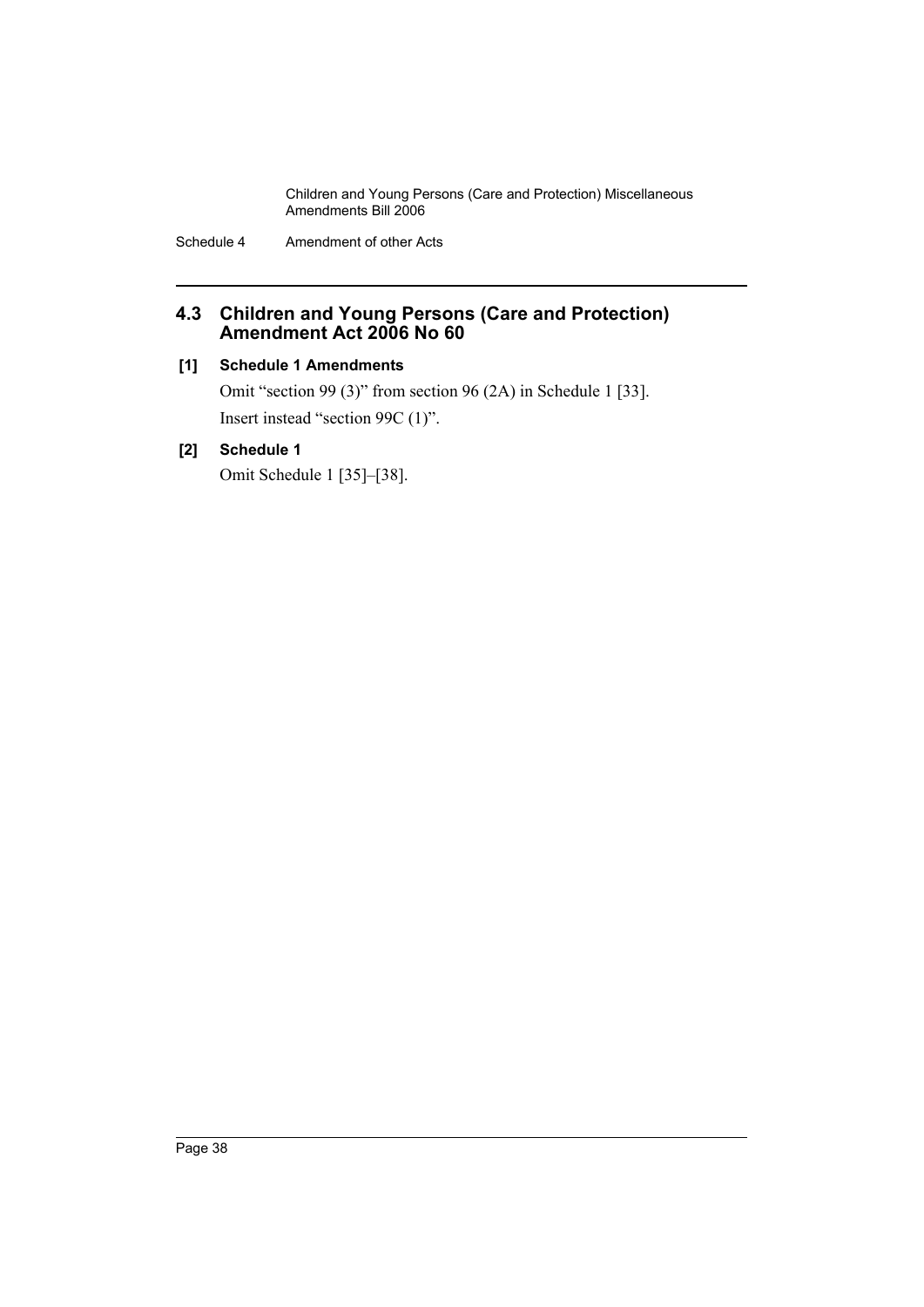## 4.3 Children and Young Persons (Care and Protection) Amendment Act 2006 No 60

**[1] Schedule 1 Amendments**

Omit "section 99 (3)" from section 96 (2A) in Schedule 1 [33].

Insert instead "section 99C (1)".

**[2] Schedule 1**

Omit Schedule 1 [35]–[38].